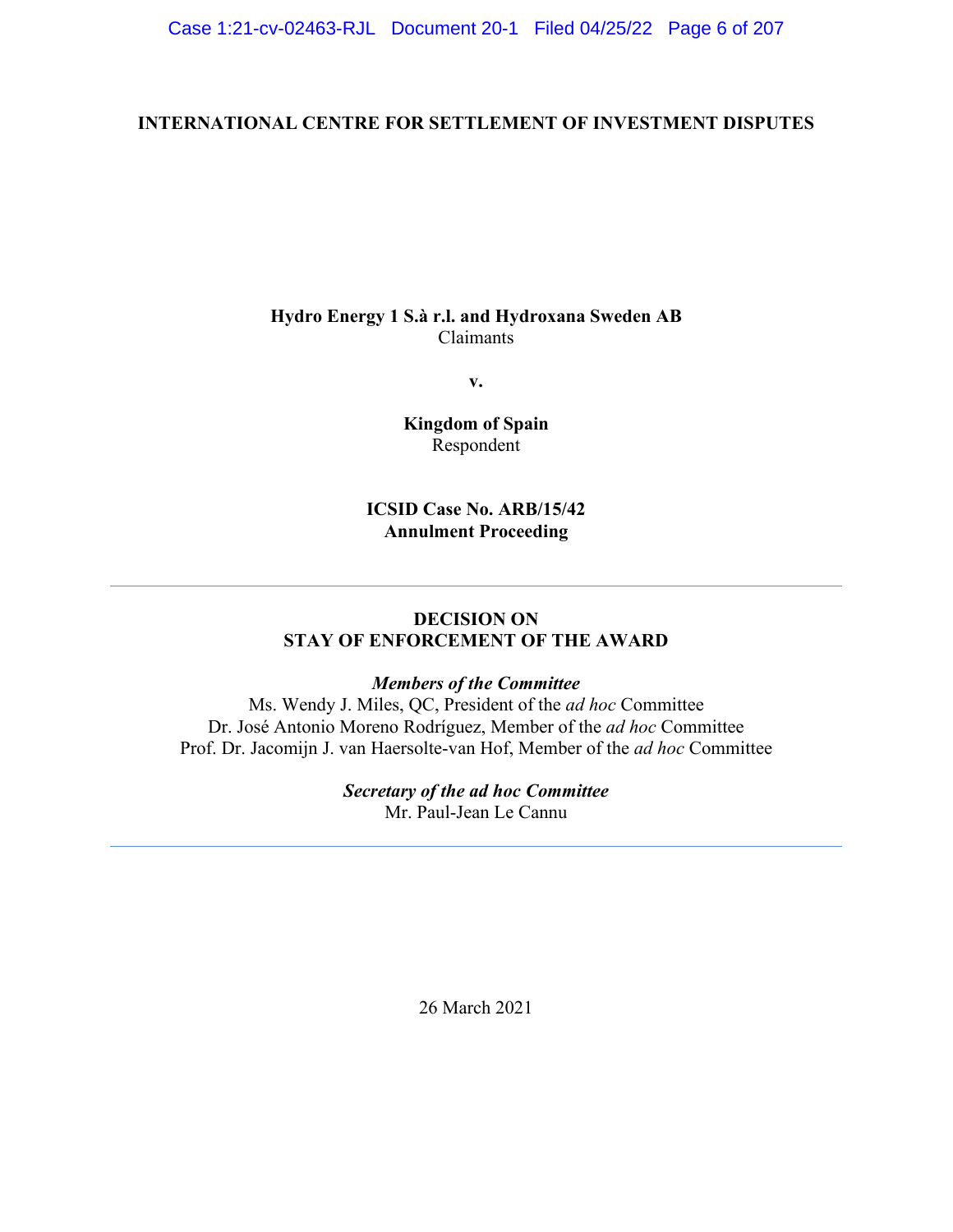**INTERNATIONAL CENTRE FOR SETTLEMENT OF INVESTMENT DISPUTES**

**Hydro Energy 1 S.à r.l. and Hydroxana Sweden AB**
Claimants

**v.**

**Kingdom of Spain**
Respondent

**ICSID Case No. ARB/15/42**
**Annulment Proceeding**

---

# DECISION ON STAY OF ENFORCEMENT OF THE AWARD

***Members of the Committee***
Ms. Wendy J. Miles, QC, President of the *ad hoc* Committee
Dr. José Antonio Moreno Rodríguez, Member of the *ad hoc* Committee
Prof. Dr. Jacomijn J. van Haersolte-van Hof, Member of the *ad hoc* Committee

***Secretary of the ad hoc Committee***
Mr. Paul-Jean Le Cannu

---

26 March 2021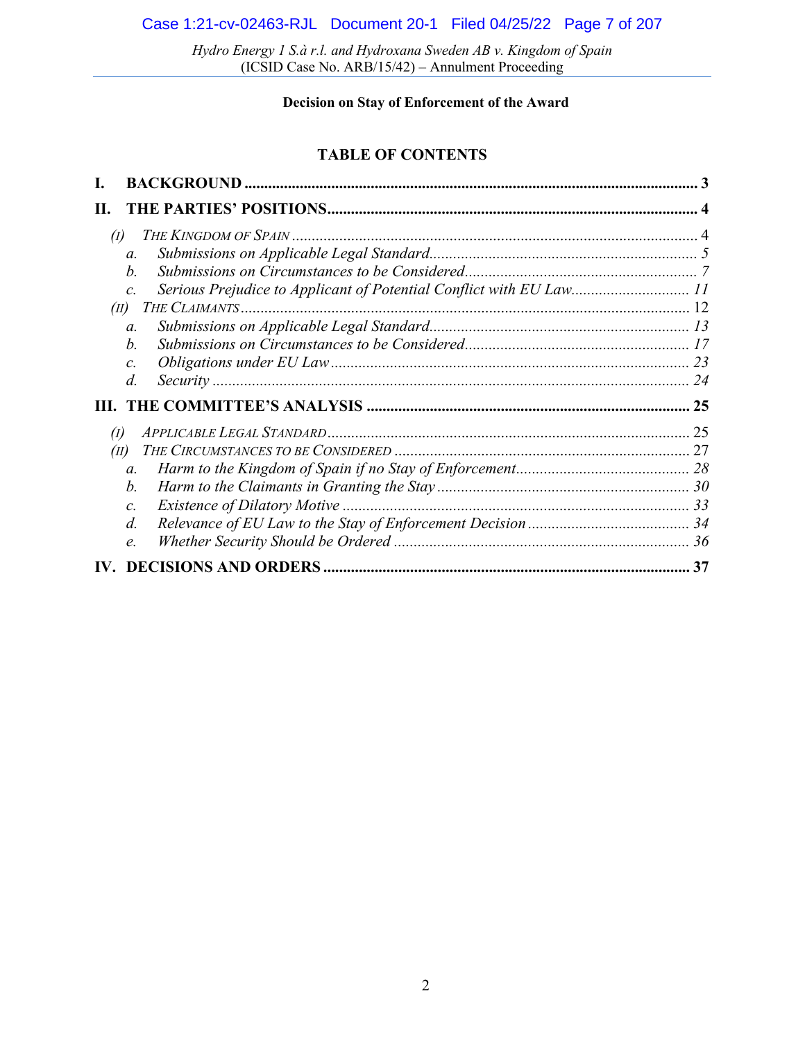**Decision on Stay of Enforcement of the Award**

## TABLE OF CONTENTS

**I. BACKGROUND** ..... **3**

**II. THE PARTIES' POSITIONS** ..... **4**

- *(I) THE KINGDOM OF SPAIN* ..... 4
  - *a. Submissions on Applicable Legal Standard* ..... *5*
  - *b. Submissions on Circumstances to be Considered* ..... *7*
  - *c. Serious Prejudice to Applicant of Potential Conflict with EU Law* ..... *11*
- *(II) THE CLAIMANTS* ..... 12
  - *a. Submissions on Applicable Legal Standard* ..... *13*
  - *b. Submissions on Circumstances to be Considered* ..... *17*
  - *c. Obligations under EU Law* ..... *23*
  - *d. Security* ..... *24*

**III. THE COMMITTEE'S ANALYSIS** ..... **25**

- *(I) APPLICABLE LEGAL STANDARD* ..... 25
- *(II) THE CIRCUMSTANCES TO BE CONSIDERED* ..... 27
  - *a. Harm to the Kingdom of Spain if no Stay of Enforcement* ..... *28*
  - *b. Harm to the Claimants in Granting the Stay* ..... *30*
  - *c. Existence of Dilatory Motive* ..... *33*
  - *d. Relevance of EU Law to the Stay of Enforcement Decision* ..... *34*
  - *e. Whether Security Should be Ordered* ..... *36*

**IV. DECISIONS AND ORDERS** ..... **37**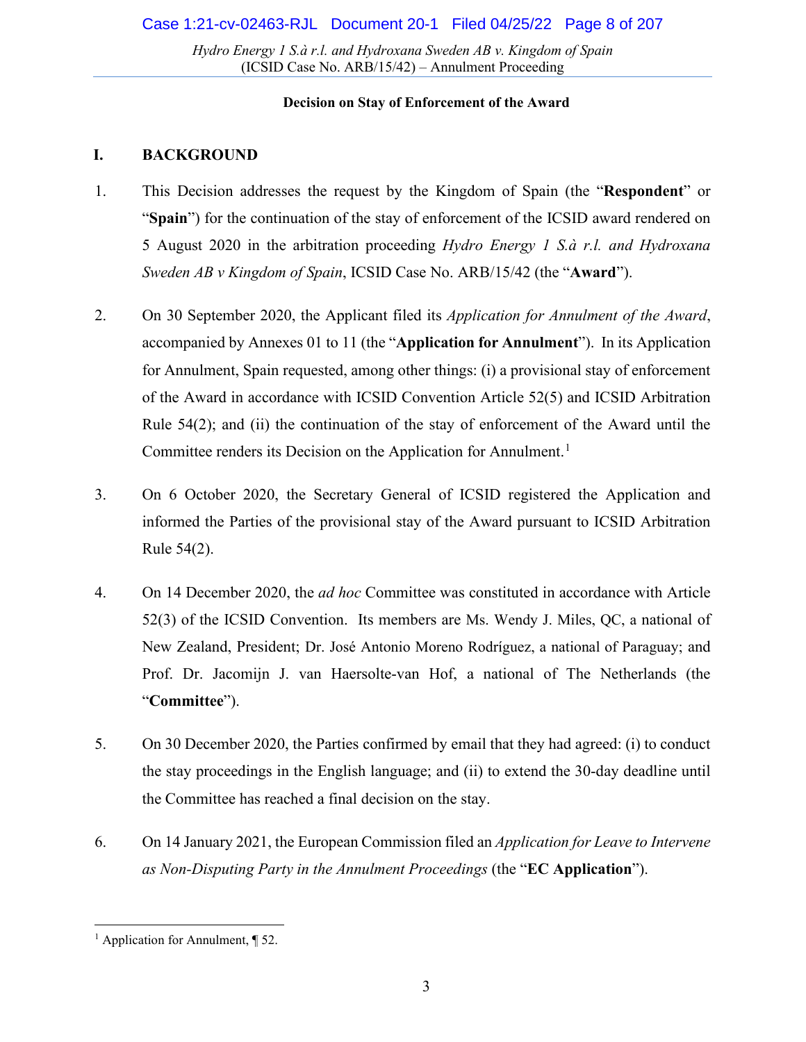**Decision on Stay of Enforcement of the Award**

## I. BACKGROUND

1. This Decision addresses the request by the Kingdom of Spain (the "**Respondent**" or "**Spain**") for the continuation of the stay of enforcement of the ICSID award rendered on 5 August 2020 in the arbitration proceeding *Hydro Energy 1 S.à r.l. and Hydroxana Sweden AB v Kingdom of Spain*, ICSID Case No. ARB/15/42 (the "**Award**").

2. On 30 September 2020, the Applicant filed its *Application for Annulment of the Award*, accompanied by Annexes 01 to 11 (the "**Application for Annulment**"). In its Application for Annulment, Spain requested, among other things: (i) a provisional stay of enforcement of the Award in accordance with ICSID Convention Article 52(5) and ICSID Arbitration Rule 54(2); and (ii) the continuation of the stay of enforcement of the Award until the Committee renders its Decision on the Application for Annulment.[1]

3. On 6 October 2020, the Secretary General of ICSID registered the Application and informed the Parties of the provisional stay of the Award pursuant to ICSID Arbitration Rule 54(2).

4. On 14 December 2020, the *ad hoc* Committee was constituted in accordance with Article 52(3) of the ICSID Convention. Its members are Ms. Wendy J. Miles, QC, a national of New Zealand, President; Dr. José Antonio Moreno Rodríguez, a national of Paraguay; and Prof. Dr. Jacomijn J. van Haersolte-van Hof, a national of The Netherlands (the "**Committee**").

5. On 30 December 2020, the Parties confirmed by email that they had agreed: (i) to conduct the stay proceedings in the English language; and (ii) to extend the 30-day deadline until the Committee has reached a final decision on the stay.

6. On 14 January 2021, the European Commission filed an *Application for Leave to Intervene as Non-Disputing Party in the Annulment Proceedings* (the "**EC Application**").

[1] Application for Annulment, ¶ 52.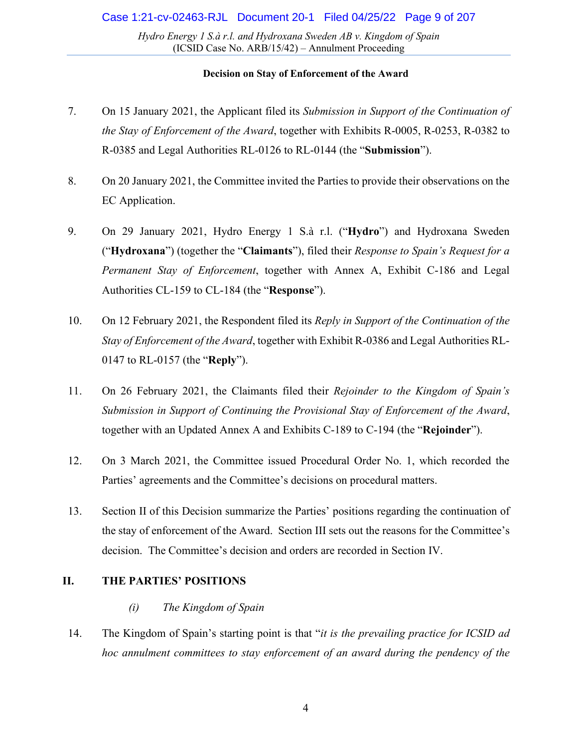**Decision on Stay of Enforcement of the Award**

7. On 15 January 2021, the Applicant filed its *Submission in Support of the Continuation of the Stay of Enforcement of the Award*, together with Exhibits R-0005, R-0253, R-0382 to R-0385 and Legal Authorities RL-0126 to RL-0144 (the "**Submission**").

8. On 20 January 2021, the Committee invited the Parties to provide their observations on the EC Application.

9. On 29 January 2021, Hydro Energy 1 S.à r.l. ("**Hydro**") and Hydroxana Sweden ("**Hydroxana**") (together the "**Claimants**"), filed their *Response to Spain's Request for a Permanent Stay of Enforcement*, together with Annex A, Exhibit C-186 and Legal Authorities CL-159 to CL-184 (the "**Response**").

10. On 12 February 2021, the Respondent filed its *Reply in Support of the Continuation of the Stay of Enforcement of the Award*, together with Exhibit R-0386 and Legal Authorities RL-0147 to RL-0157 (the "**Reply**").

11. On 26 February 2021, the Claimants filed their *Rejoinder to the Kingdom of Spain's Submission in Support of Continuing the Provisional Stay of Enforcement of the Award*, together with an Updated Annex A and Exhibits C-189 to C-194 (the "**Rejoinder**").

12. On 3 March 2021, the Committee issued Procedural Order No. 1, which recorded the Parties' agreements and the Committee's decisions on procedural matters.

13. Section II of this Decision summarize the Parties' positions regarding the continuation of the stay of enforcement of the Award. Section III sets out the reasons for the Committee's decision. The Committee's decision and orders are recorded in Section IV.

## II. THE PARTIES' POSITIONS

### *(i) The Kingdom of Spain*

14. The Kingdom of Spain's starting point is that "*it is the prevailing practice for ICSID ad hoc annulment committees to stay enforcement of an award during the pendency of the*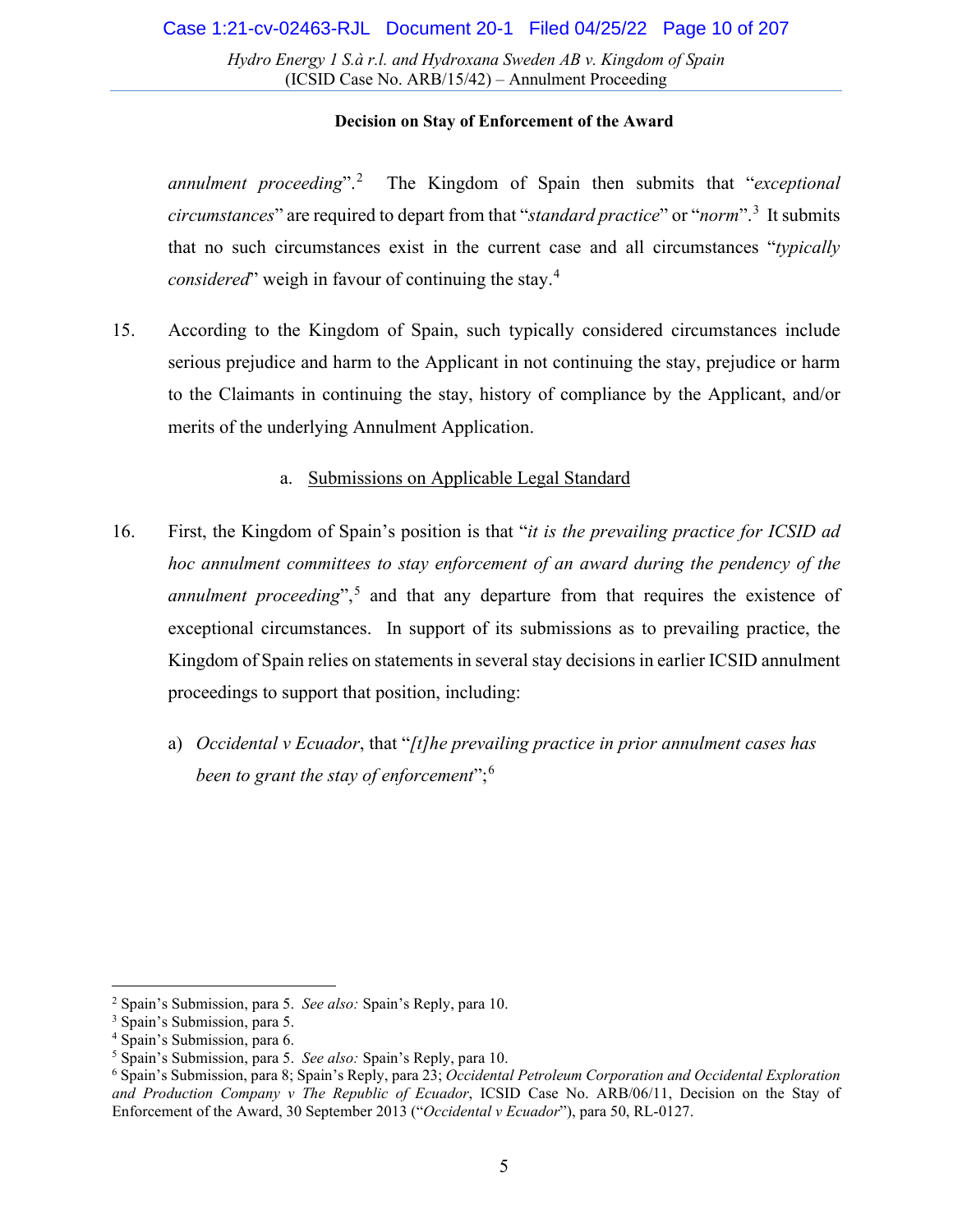*annulment proceeding*".[2] The Kingdom of Spain then submits that "*exceptional circumstances*" are required to depart from that "*standard practice*" or "*norm*".[3] It submits that no such circumstances exist in the current case and all circumstances "*typically considered*" weigh in favour of continuing the stay.[4]

15. According to the Kingdom of Spain, such typically considered circumstances include serious prejudice and harm to the Applicant in not continuing the stay, prejudice or harm to the Claimants in continuing the stay, history of compliance by the Applicant, and/or merits of the underlying Annulment Application.

a. Submissions on Applicable Legal Standard

16. First, the Kingdom of Spain's position is that "*it is the prevailing practice for ICSID ad hoc annulment committees to stay enforcement of an award during the pendency of the annulment proceeding*",[5] and that any departure from that requires the existence of exceptional circumstances. In support of its submissions as to prevailing practice, the Kingdom of Spain relies on statements in several stay decisions in earlier ICSID annulment proceedings to support that position, including:

a) *Occidental v Ecuador*, that "*[t]he prevailing practice in prior annulment cases has been to grant the stay of enforcement*";[6]

---

[2] Spain's Submission, para 5. *See also:* Spain's Reply, para 10.

[3] Spain's Submission, para 5.

[4] Spain's Submission, para 6.

[5] Spain's Submission, para 5. *See also:* Spain's Reply, para 10.

[6] Spain's Submission, para 8; Spain's Reply, para 23; *Occidental Petroleum Corporation and Occidental Exploration and Production Company v The Republic of Ecuador*, ICSID Case No. ARB/06/11, Decision on the Stay of Enforcement of the Award, 30 September 2013 ("*Occidental v Ecuador*"), para 50, RL-0127.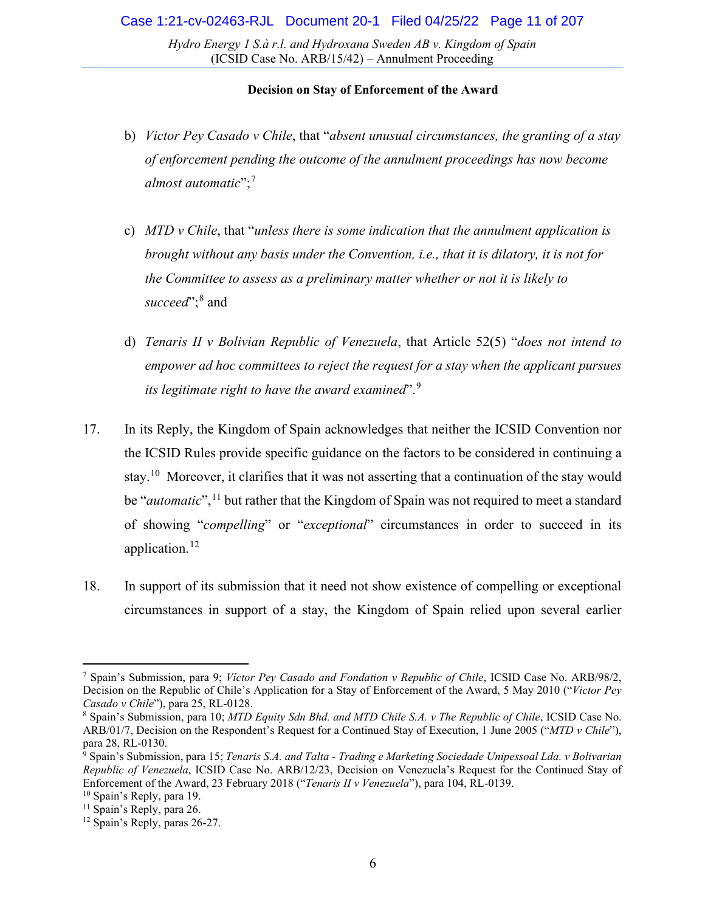b) *Victor Pey Casado v Chile*, that "*absent unusual circumstances, the granting of a stay of enforcement pending the outcome of the annulment proceedings has now become almost automatic*";[7]

c) *MTD v Chile*, that "*unless there is some indication that the annulment application is brought without any basis under the Convention, i.e., that it is dilatory, it is not for the Committee to assess as a preliminary matter whether or not it is likely to succeed*";[8] and

d) *Tenaris II v Bolivian Republic of Venezuela*, that Article 52(5) "*does not intend to empower ad hoc committees to reject the request for a stay when the applicant pursues its legitimate right to have the award examined*".[9]

17. In its Reply, the Kingdom of Spain acknowledges that neither the ICSID Convention nor the ICSID Rules provide specific guidance on the factors to be considered in continuing a stay.[10] Moreover, it clarifies that it was not asserting that a continuation of the stay would be "*automatic*",[11] but rather that the Kingdom of Spain was not required to meet a standard of showing "*compelling*" or "*exceptional*" circumstances in order to succeed in its application.[12]

18. In support of its submission that it need not show existence of compelling or exceptional circumstances in support of a stay, the Kingdom of Spain relied upon several earlier

---

[7] Spain's Submission, para 9; *Víctor Pey Casado and Fondation v Republic of Chile*, ICSID Case No. ARB/98/2, Decision on the Republic of Chile's Application for a Stay of Enforcement of the Award, 5 May 2010 ("*Victor Pey Casado v Chile*"), para 25, RL-0128.

[8] Spain's Submission, para 10; *MTD Equity Sdn Bhd. and MTD Chile S.A. v The Republic of Chile*, ICSID Case No. ARB/01/7, Decision on the Respondent's Request for a Continued Stay of Execution, 1 June 2005 ("*MTD v Chile*"), para 28, RL-0130.

[9] Spain's Submission, para 15; *Tenaris S.A. and Talta - Trading e Marketing Sociedade Unipessoal Lda. v Bolivarian Republic of Venezuela*, ICSID Case No. ARB/12/23, Decision on Venezuela's Request for the Continued Stay of Enforcement of the Award, 23 February 2018 ("*Tenaris II v Venezuela*"), para 104, RL-0139.

[10] Spain's Reply, para 19.

[11] Spain's Reply, para 26.

[12] Spain's Reply, paras 26-27.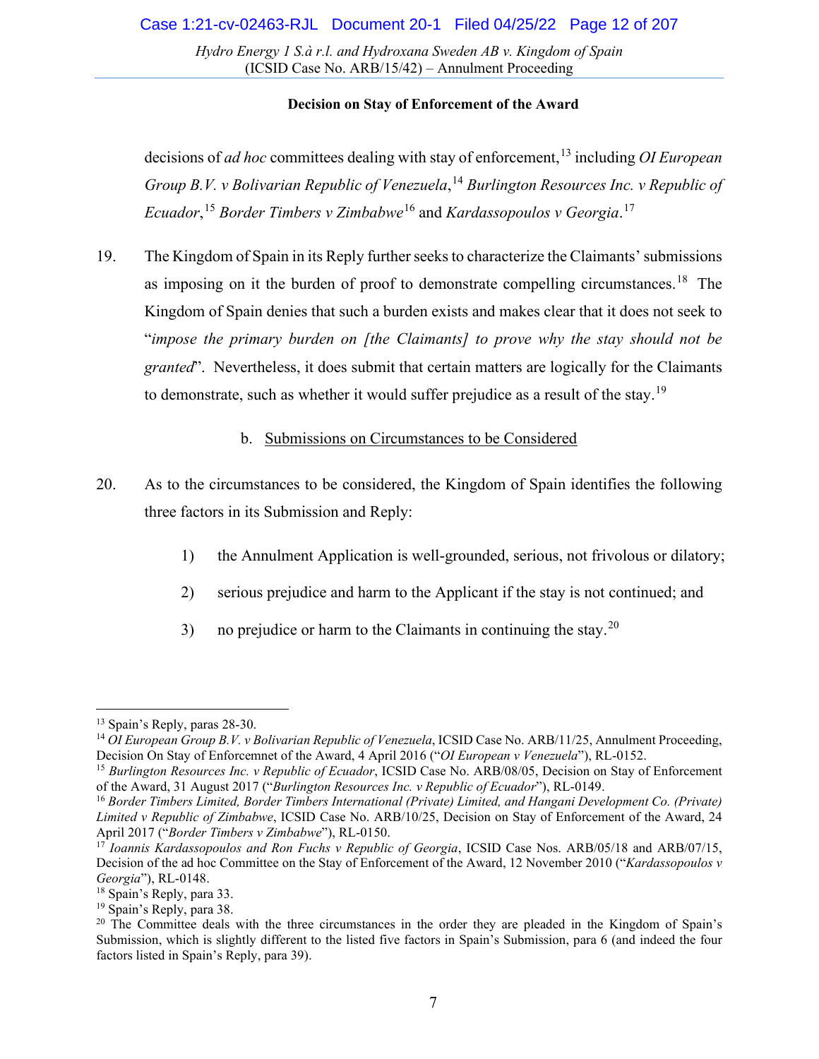decisions of *ad hoc* committees dealing with stay of enforcement,[13] including *OI European Group B.V. v Bolivarian Republic of Venezuela*,[14] *Burlington Resources Inc. v Republic of Ecuador*,[15] *Border Timbers v Zimbabwe*[16] and *Kardassopoulos v Georgia*.[17]

19. The Kingdom of Spain in its Reply further seeks to characterize the Claimants' submissions as imposing on it the burden of proof to demonstrate compelling circumstances.[18] The Kingdom of Spain denies that such a burden exists and makes clear that it does not seek to "*impose the primary burden on [the Claimants] to prove why the stay should not be granted*". Nevertheless, it does submit that certain matters are logically for the Claimants to demonstrate, such as whether it would suffer prejudice as a result of the stay.[19]

b. Submissions on Circumstances to be Considered

20. As to the circumstances to be considered, the Kingdom of Spain identifies the following three factors in its Submission and Reply:

1) the Annulment Application is well-grounded, serious, not frivolous or dilatory;

2) serious prejudice and harm to the Applicant if the stay is not continued; and

3) no prejudice or harm to the Claimants in continuing the stay.[20]

---

[13] Spain's Reply, paras 28-30.

[14] *OI European Group B.V. v Bolivarian Republic of Venezuela*, ICSID Case No. ARB/11/25, Annulment Proceeding, Decision On Stay of Enforcemnet of the Award, 4 April 2016 ("*OI European v Venezuela*"), RL-0152.

[15] *Burlington Resources Inc. v Republic of Ecuador*, ICSID Case No. ARB/08/05, Decision on Stay of Enforcement of the Award, 31 August 2017 ("*Burlington Resources Inc. v Republic of Ecuador*"), RL-0149.

[16] *Border Timbers Limited, Border Timbers International (Private) Limited, and Hangani Development Co. (Private) Limited v Republic of Zimbabwe*, ICSID Case No. ARB/10/25, Decision on Stay of Enforcement of the Award, 24 April 2017 ("*Border Timbers v Zimbabwe*"), RL-0150.

[17] *Ioannis Kardassopoulos and Ron Fuchs v Republic of Georgia*, ICSID Case Nos. ARB/05/18 and ARB/07/15, Decision of the ad hoc Committee on the Stay of Enforcement of the Award, 12 November 2010 ("*Kardassopoulos v Georgia*"), RL-0148.

[18] Spain's Reply, para 33.

[19] Spain's Reply, para 38.

[20] The Committee deals with the three circumstances in the order they are pleaded in the Kingdom of Spain's Submission, which is slightly different to the listed five factors in Spain's Submission, para 6 (and indeed the four factors listed in Spain's Reply, para 39).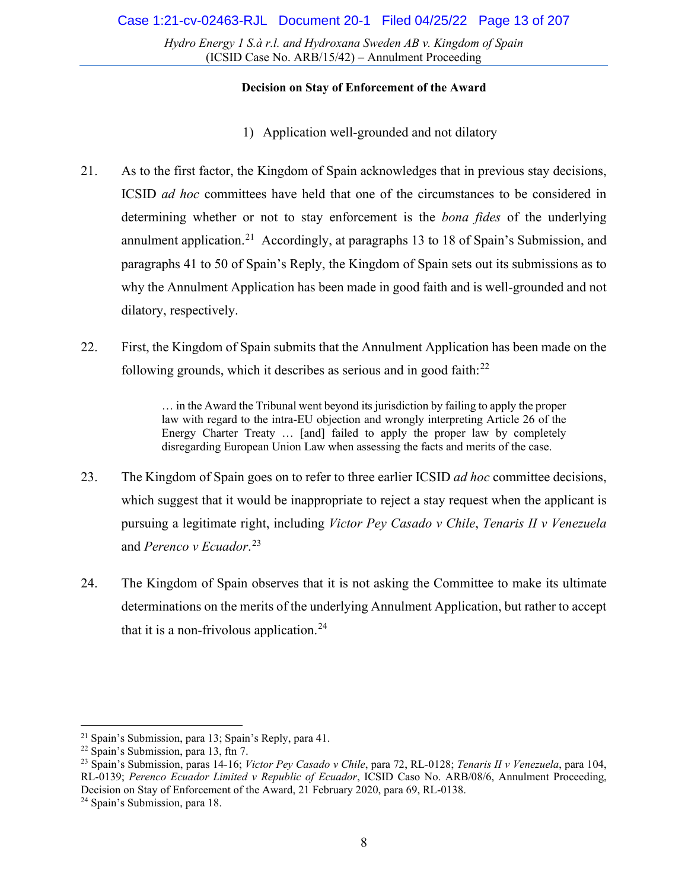**Decision on Stay of Enforcement of the Award**

1) Application well-grounded and not dilatory

21. As to the first factor, the Kingdom of Spain acknowledges that in previous stay decisions, ICSID *ad hoc* committees have held that one of the circumstances to be considered in determining whether or not to stay enforcement is the *bona fides* of the underlying annulment application.[21] Accordingly, at paragraphs 13 to 18 of Spain's Submission, and paragraphs 41 to 50 of Spain's Reply, the Kingdom of Spain sets out its submissions as to why the Annulment Application has been made in good faith and is well-grounded and not dilatory, respectively.

22. First, the Kingdom of Spain submits that the Annulment Application has been made on the following grounds, which it describes as serious and in good faith:[22]

> … in the Award the Tribunal went beyond its jurisdiction by failing to apply the proper law with regard to the intra-EU objection and wrongly interpreting Article 26 of the Energy Charter Treaty … [and] failed to apply the proper law by completely disregarding European Union Law when assessing the facts and merits of the case.

23. The Kingdom of Spain goes on to refer to three earlier ICSID *ad hoc* committee decisions, which suggest that it would be inappropriate to reject a stay request when the applicant is pursuing a legitimate right, including *Victor Pey Casado v Chile*, *Tenaris II v Venezuela* and *Perenco v Ecuador*.[23]

24. The Kingdom of Spain observes that it is not asking the Committee to make its ultimate determinations on the merits of the underlying Annulment Application, but rather to accept that it is a non-frivolous application.[24]

---

[21] Spain's Submission, para 13; Spain's Reply, para 41.

[22] Spain's Submission, para 13, ftn 7.

[23] Spain's Submission, paras 14-16; *Victor Pey Casado v Chile*, para 72, RL-0128; *Tenaris II v Venezuela*, para 104, RL-0139; *Perenco Ecuador Limited v Republic of Ecuador*, ICSID Caso No. ARB/08/6, Annulment Proceeding, Decision on Stay of Enforcement of the Award, 21 February 2020, para 69, RL-0138.

[24] Spain's Submission, para 18.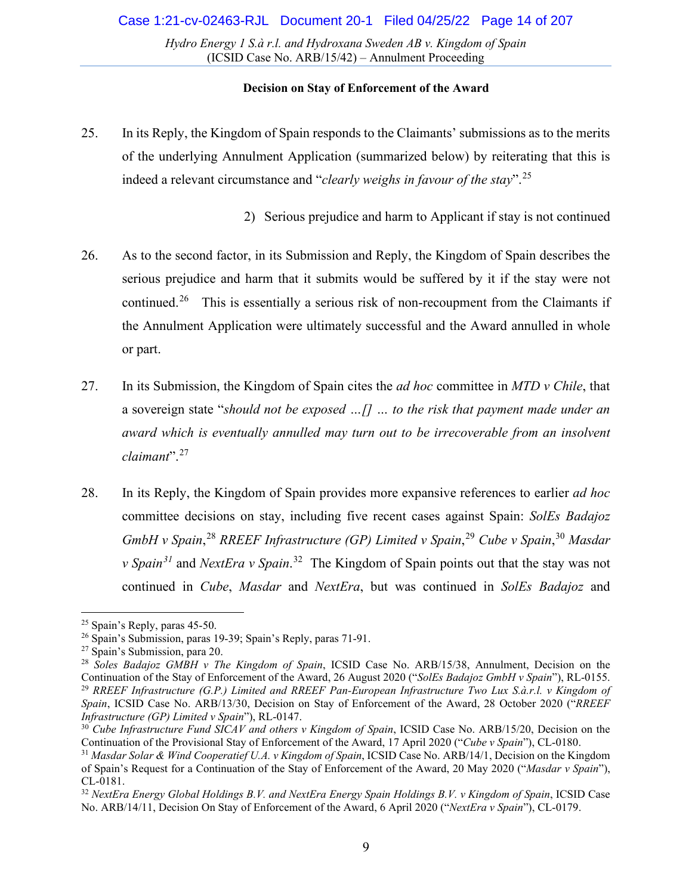25. In its Reply, the Kingdom of Spain responds to the Claimants' submissions as to the merits of the underlying Annulment Application (summarized below) by reiterating that this is indeed a relevant circumstance and "*clearly weighs in favour of the stay*".[25]

2) Serious prejudice and harm to Applicant if stay is not continued

26. As to the second factor, in its Submission and Reply, the Kingdom of Spain describes the serious prejudice and harm that it submits would be suffered by it if the stay were not continued.[26] This is essentially a serious risk of non-recoupment from the Claimants if the Annulment Application were ultimately successful and the Award annulled in whole or part.

27. In its Submission, the Kingdom of Spain cites the *ad hoc* committee in *MTD v Chile*, that a sovereign state "*should not be exposed …[] … to the risk that payment made under an award which is eventually annulled may turn out to be irrecoverable from an insolvent claimant*".[27]

28. In its Reply, the Kingdom of Spain provides more expansive references to earlier *ad hoc* committee decisions on stay, including five recent cases against Spain: *SolEs Badajoz GmbH v Spain*,[28] *RREEF Infrastructure (GP) Limited v Spain*,[29] *Cube v Spain*,[30] *Masdar v Spain*[31] and *NextEra v Spain*.[32] The Kingdom of Spain points out that the stay was not continued in *Cube*, *Masdar* and *NextEra*, but was continued in *SolEs Badajoz* and

---

[25] Spain's Reply, paras 45-50.

[26] Spain's Submission, paras 19-39; Spain's Reply, paras 71-91.

[27] Spain's Submission, para 20.

[28] *Soles Badajoz GMBH v The Kingdom of Spain*, ICSID Case No. ARB/15/38, Annulment, Decision on the Continuation of the Stay of Enforcement of the Award, 26 August 2020 ("*SolEs Badajoz GmbH v Spain*"), RL-0155.

[29] *RREEF Infrastructure (G.P.) Limited and RREEF Pan-European Infrastructure Two Lux S.à.r.l. v Kingdom of Spain*, ICSID Case No. ARB/13/30, Decision on Stay of Enforcement of the Award, 28 October 2020 ("*RREEF Infrastructure (GP) Limited v Spain*"), RL-0147.

[30] *Cube Infrastructure Fund SICAV and others v Kingdom of Spain*, ICSID Case No. ARB/15/20, Decision on the Continuation of the Provisional Stay of Enforcement of the Award, 17 April 2020 ("*Cube v Spain*"), CL-0180.

[31] *Masdar Solar & Wind Cooperatief U.A. v Kingdom of Spain*, ICSID Case No. ARB/14/1, Decision on the Kingdom of Spain's Request for a Continuation of the Stay of Enforcement of the Award, 20 May 2020 ("*Masdar v Spain*"), CL-0181.

[32] *NextEra Energy Global Holdings B.V. and NextEra Energy Spain Holdings B.V. v Kingdom of Spain*, ICSID Case No. ARB/14/11, Decision On Stay of Enforcement of the Award, 6 April 2020 ("*NextEra v Spain*"), CL-0179.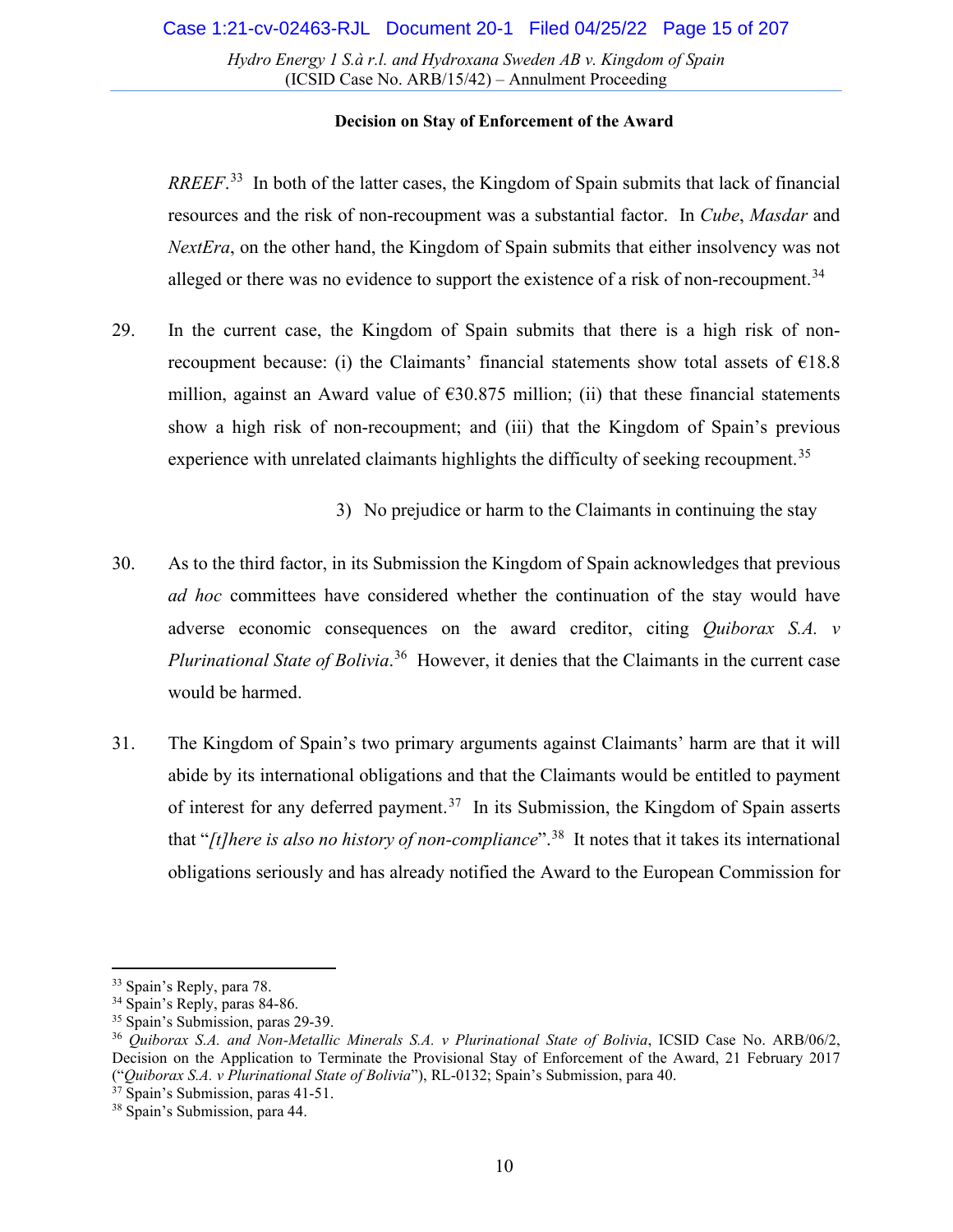*RREEF*.[33] In both of the latter cases, the Kingdom of Spain submits that lack of financial resources and the risk of non-recoupment was a substantial factor. In *Cube*, *Masdar* and *NextEra*, on the other hand, the Kingdom of Spain submits that either insolvency was not alleged or there was no evidence to support the existence of a risk of non-recoupment.[34]

29. In the current case, the Kingdom of Spain submits that there is a high risk of non-recoupment because: (i) the Claimants' financial statements show total assets of €18.8 million, against an Award value of €30.875 million; (ii) that these financial statements show a high risk of non-recoupment; and (iii) that the Kingdom of Spain's previous experience with unrelated claimants highlights the difficulty of seeking recoupment.[35]

3) No prejudice or harm to the Claimants in continuing the stay

30. As to the third factor, in its Submission the Kingdom of Spain acknowledges that previous *ad hoc* committees have considered whether the continuation of the stay would have adverse economic consequences on the award creditor, citing *Quiborax S.A. v Plurinational State of Bolivia*.[36] However, it denies that the Claimants in the current case would be harmed.

31. The Kingdom of Spain's two primary arguments against Claimants' harm are that it will abide by its international obligations and that the Claimants would be entitled to payment of interest for any deferred payment.[37] In its Submission, the Kingdom of Spain asserts that "*[t]here is also no history of non-compliance*".[38] It notes that it takes its international obligations seriously and has already notified the Award to the European Commission for

---

[33] Spain's Reply, para 78.

[34] Spain's Reply, paras 84-86.

[35] Spain's Submission, paras 29-39.

[36] *Quiborax S.A. and Non-Metallic Minerals S.A. v Plurinational State of Bolivia*, ICSID Case No. ARB/06/2, Decision on the Application to Terminate the Provisional Stay of Enforcement of the Award, 21 February 2017 ("*Quiborax S.A. v Plurinational State of Bolivia*"), RL-0132; Spain's Submission, para 40.

[37] Spain's Submission, paras 41-51.

[38] Spain's Submission, para 44.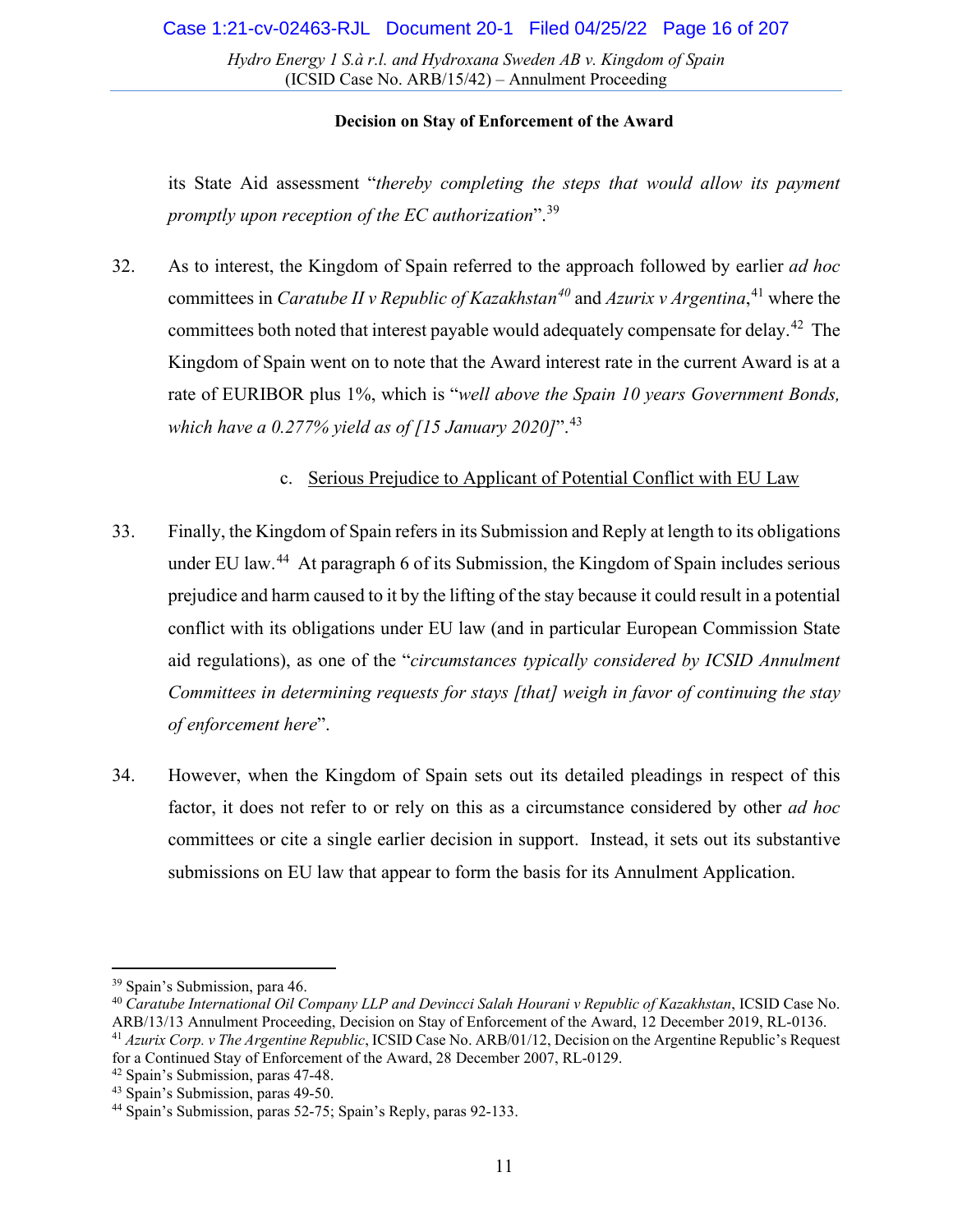its State Aid assessment "*thereby completing the steps that would allow its payment promptly upon reception of the EC authorization*".[39]

32. As to interest, the Kingdom of Spain referred to the approach followed by earlier *ad hoc* committees in *Caratube II v Republic of Kazakhstan*[40] and *Azurix v Argentina*,[41] where the committees both noted that interest payable would adequately compensate for delay.[42] The Kingdom of Spain went on to note that the Award interest rate in the current Award is at a rate of EURIBOR plus 1%, which is "*well above the Spain 10 years Government Bonds, which have a 0.277% yield as of [15 January 2020]*".[43]

c. Serious Prejudice to Applicant of Potential Conflict with EU Law

33. Finally, the Kingdom of Spain refers in its Submission and Reply at length to its obligations under EU law.[44] At paragraph 6 of its Submission, the Kingdom of Spain includes serious prejudice and harm caused to it by the lifting of the stay because it could result in a potential conflict with its obligations under EU law (and in particular European Commission State aid regulations), as one of the "*circumstances typically considered by ICSID Annulment Committees in determining requests for stays [that] weigh in favor of continuing the stay of enforcement here*".

34. However, when the Kingdom of Spain sets out its detailed pleadings in respect of this factor, it does not refer to or rely on this as a circumstance considered by other *ad hoc* committees or cite a single earlier decision in support. Instead, it sets out its substantive submissions on EU law that appear to form the basis for its Annulment Application.

---

[39] Spain's Submission, para 46.

[40] *Caratube International Oil Company LLP and Devincci Salah Hourani v Republic of Kazakhstan*, ICSID Case No. ARB/13/13 Annulment Proceeding, Decision on Stay of Enforcement of the Award, 12 December 2019, RL-0136.

[41] *Azurix Corp. v The Argentine Republic*, ICSID Case No. ARB/01/12, Decision on the Argentine Republic's Request for a Continued Stay of Enforcement of the Award, 28 December 2007, RL-0129.

[42] Spain's Submission, paras 47-48.

[43] Spain's Submission, paras 49-50.

[44] Spain's Submission, paras 52-75; Spain's Reply, paras 92-133.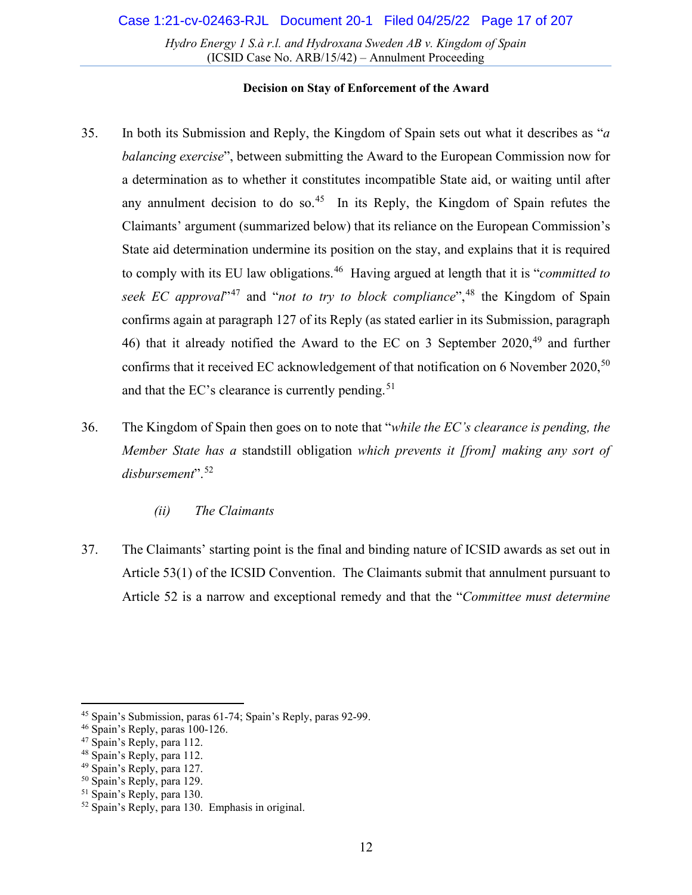**Decision on Stay of Enforcement of the Award**

35. In both its Submission and Reply, the Kingdom of Spain sets out what it describes as "*a balancing exercise*", between submitting the Award to the European Commission now for a determination as to whether it constitutes incompatible State aid, or waiting until after any annulment decision to do so.[45] In its Reply, the Kingdom of Spain refutes the Claimants' argument (summarized below) that its reliance on the European Commission's State aid determination undermine its position on the stay, and explains that it is required to comply with its EU law obligations.[46] Having argued at length that it is "*committed to seek EC approval*"[47] and "*not to try to block compliance*",[48] the Kingdom of Spain confirms again at paragraph 127 of its Reply (as stated earlier in its Submission, paragraph 46) that it already notified the Award to the EC on 3 September 2020,[49] and further confirms that it received EC acknowledgement of that notification on 6 November 2020,[50] and that the EC's clearance is currently pending.[51]

36. The Kingdom of Spain then goes on to note that "*while the EC's clearance is pending, the Member State has a* standstill obligation *which prevents it [from] making any sort of disbursement*".[52]

*(ii) The Claimants*

37. The Claimants' starting point is the final and binding nature of ICSID awards as set out in Article 53(1) of the ICSID Convention. The Claimants submit that annulment pursuant to Article 52 is a narrow and exceptional remedy and that the "*Committee must determine*

---

[45] Spain's Submission, paras 61-74; Spain's Reply, paras 92-99.
[46] Spain's Reply, paras 100-126.
[47] Spain's Reply, para 112.
[48] Spain's Reply, para 112.
[49] Spain's Reply, para 127.
[50] Spain's Reply, para 129.
[51] Spain's Reply, para 130.
[52] Spain's Reply, para 130. Emphasis in original.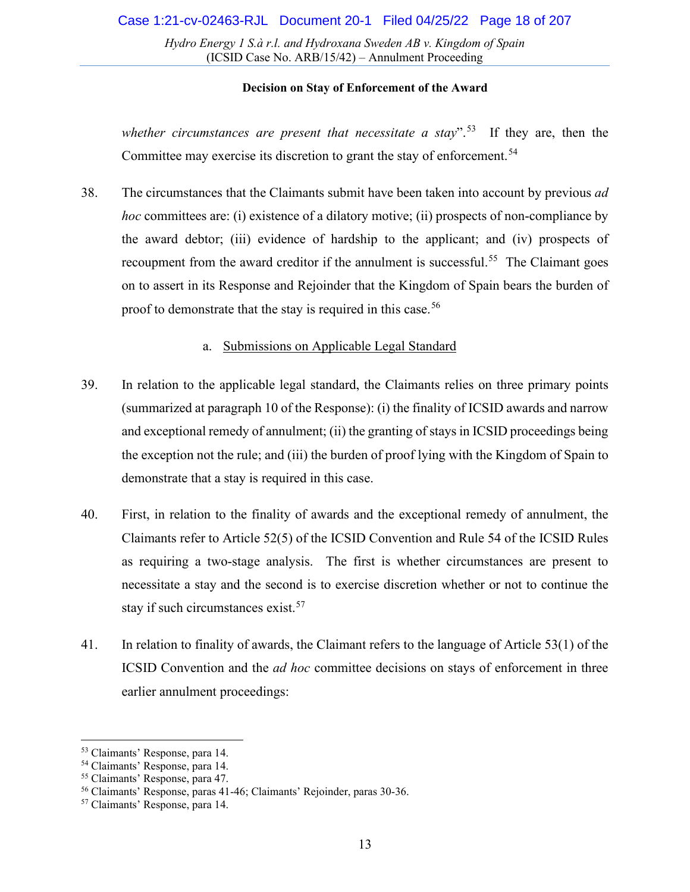**Decision on Stay of Enforcement of the Award**

*whether circumstances are present that necessitate a stay*".[53] If they are, then the Committee may exercise its discretion to grant the stay of enforcement.[54]

38. The circumstances that the Claimants submit have been taken into account by previous *ad hoc* committees are: (i) existence of a dilatory motive; (ii) prospects of non-compliance by the award debtor; (iii) evidence of hardship to the applicant; and (iv) prospects of recoupment from the award creditor if the annulment is successful.[55] The Claimant goes on to assert in its Response and Rejoinder that the Kingdom of Spain bears the burden of proof to demonstrate that the stay is required in this case.[56]

a. Submissions on Applicable Legal Standard

39. In relation to the applicable legal standard, the Claimants relies on three primary points (summarized at paragraph 10 of the Response): (i) the finality of ICSID awards and narrow and exceptional remedy of annulment; (ii) the granting of stays in ICSID proceedings being the exception not the rule; and (iii) the burden of proof lying with the Kingdom of Spain to demonstrate that a stay is required in this case.

40. First, in relation to the finality of awards and the exceptional remedy of annulment, the Claimants refer to Article 52(5) of the ICSID Convention and Rule 54 of the ICSID Rules as requiring a two-stage analysis. The first is whether circumstances are present to necessitate a stay and the second is to exercise discretion whether or not to continue the stay if such circumstances exist.[57]

41. In relation to finality of awards, the Claimant refers to the language of Article 53(1) of the ICSID Convention and the *ad hoc* committee decisions on stays of enforcement in three earlier annulment proceedings:

---

[53] Claimants' Response, para 14.
[54] Claimants' Response, para 14.
[55] Claimants' Response, para 47.
[56] Claimants' Response, paras 41-46; Claimants' Rejoinder, paras 30-36.
[57] Claimants' Response, para 14.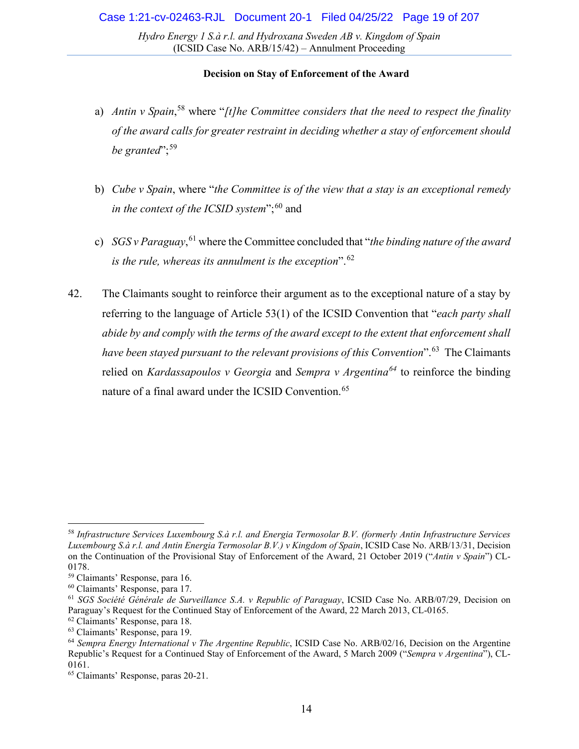a) *Antin v Spain*,[58] where "*[t]he Committee considers that the need to respect the finality of the award calls for greater restraint in deciding whether a stay of enforcement should be granted*";[59]

b) *Cube v Spain*, where "*the Committee is of the view that a stay is an exceptional remedy in the context of the ICSID system*";[60] and

c) *SGS v Paraguay*,[61] where the Committee concluded that "*the binding nature of the award is the rule, whereas its annulment is the exception*".[62]

42. The Claimants sought to reinforce their argument as to the exceptional nature of a stay by referring to the language of Article 53(1) of the ICSID Convention that "*each party shall abide by and comply with the terms of the award except to the extent that enforcement shall have been stayed pursuant to the relevant provisions of this Convention*".[63] The Claimants relied on *Kardassapoulos v Georgia* and *Sempra v Argentina*[64] to reinforce the binding nature of a final award under the ICSID Convention.[65]

---

[58] *Infrastructure Services Luxembourg S.à r.l. and Energia Termosolar B.V. (formerly Antin Infrastructure Services Luxembourg S.à r.l. and Antin Energia Termosolar B.V.) v Kingdom of Spain*, ICSID Case No. ARB/13/31, Decision on the Continuation of the Provisional Stay of Enforcement of the Award, 21 October 2019 ("*Antin v Spain*") CL-0178.

[59] Claimants' Response, para 16.

[60] Claimants' Response, para 17.

[61] *SGS Société Générale de Surveillance S.A. v Republic of Paraguay*, ICSID Case No. ARB/07/29, Decision on Paraguay's Request for the Continued Stay of Enforcement of the Award, 22 March 2013, CL-0165.

[62] Claimants' Response, para 18.

[63] Claimants' Response, para 19.

[64] *Sempra Energy International v The Argentine Republic*, ICSID Case No. ARB/02/16, Decision on the Argentine Republic's Request for a Continued Stay of Enforcement of the Award, 5 March 2009 ("*Sempra v Argentina*"), CL-0161.

[65] Claimants' Response, paras 20-21.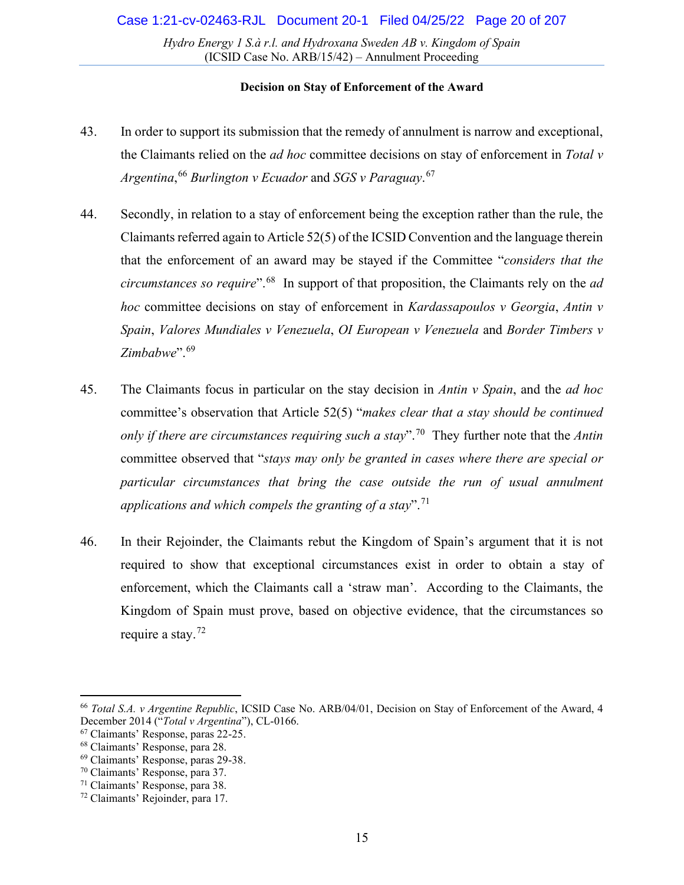**Decision on Stay of Enforcement of the Award**

43. In order to support its submission that the remedy of annulment is narrow and exceptional, the Claimants relied on the *ad hoc* committee decisions on stay of enforcement in *Total v Argentina*,[66] *Burlington v Ecuador* and *SGS v Paraguay*.[67]

44. Secondly, in relation to a stay of enforcement being the exception rather than the rule, the Claimants referred again to Article 52(5) of the ICSID Convention and the language therein that the enforcement of an award may be stayed if the Committee "*considers that the circumstances so require*".[68] In support of that proposition, the Claimants rely on the *ad hoc* committee decisions on stay of enforcement in *Kardassapoulos v Georgia*, *Antin v Spain*, *Valores Mundiales v Venezuela*, *OI European v Venezuela* and *Border Timbers v Zimbabwe*".[69]

45. The Claimants focus in particular on the stay decision in *Antin v Spain*, and the *ad hoc* committee's observation that Article 52(5) "*makes clear that a stay should be continued only if there are circumstances requiring such a stay*".[70] They further note that the *Antin* committee observed that "*stays may only be granted in cases where there are special or particular circumstances that bring the case outside the run of usual annulment applications and which compels the granting of a stay*".[71]

46. In their Rejoinder, the Claimants rebut the Kingdom of Spain's argument that it is not required to show that exceptional circumstances exist in order to obtain a stay of enforcement, which the Claimants call a 'straw man'. According to the Claimants, the Kingdom of Spain must prove, based on objective evidence, that the circumstances so require a stay.[72]

---

[66] *Total S.A. v Argentine Republic*, ICSID Case No. ARB/04/01, Decision on Stay of Enforcement of the Award, 4 December 2014 ("*Total v Argentina*"), CL-0166.

[67] Claimants' Response, paras 22-25.

[68] Claimants' Response, para 28.

[69] Claimants' Response, paras 29-38.

[70] Claimants' Response, para 37.

[71] Claimants' Response, para 38.

[72] Claimants' Rejoinder, para 17.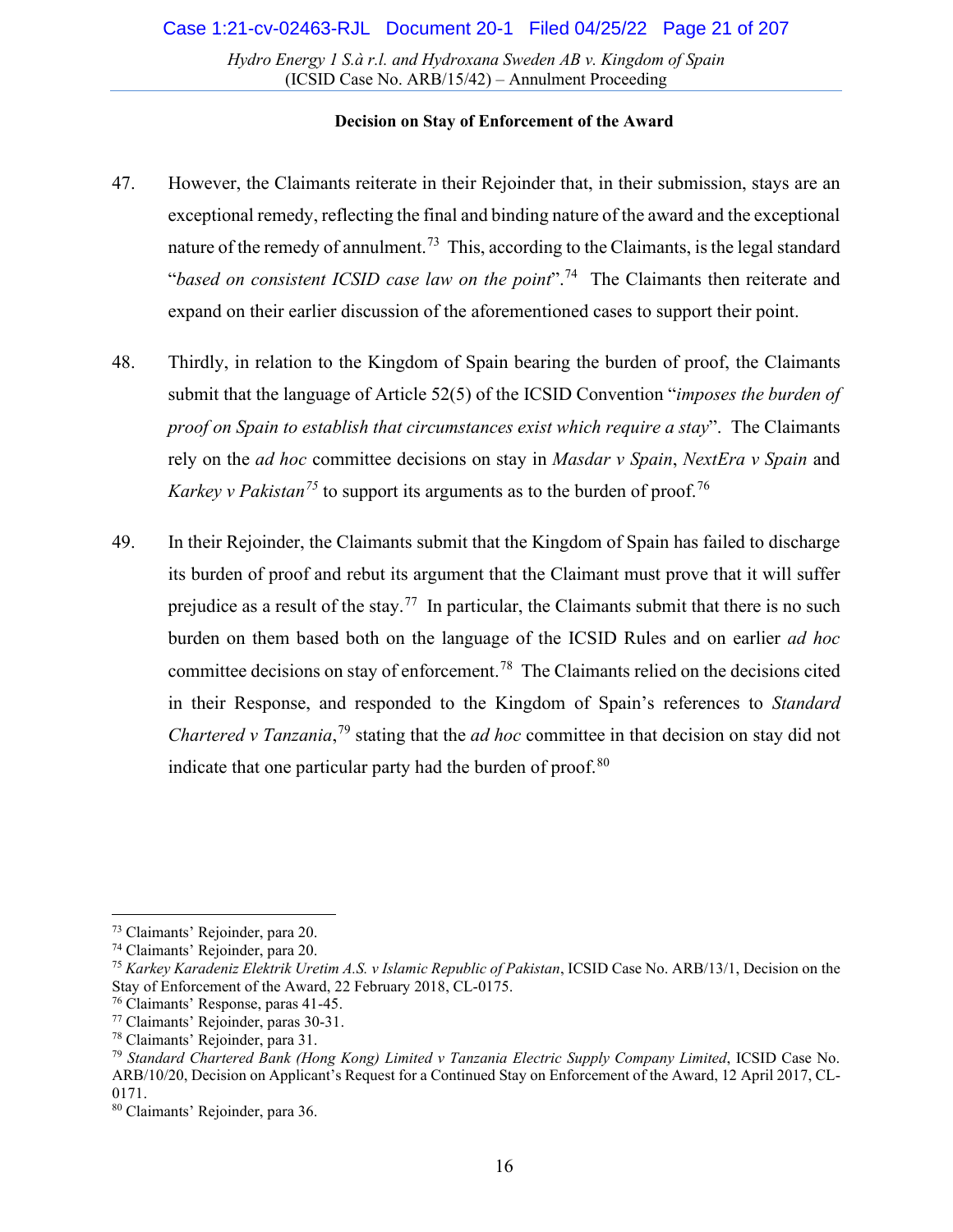**Decision on Stay of Enforcement of the Award**

47. However, the Claimants reiterate in their Rejoinder that, in their submission, stays are an exceptional remedy, reflecting the final and binding nature of the award and the exceptional nature of the remedy of annulment.[73] This, according to the Claimants, is the legal standard "*based on consistent ICSID case law on the point*".[74] The Claimants then reiterate and expand on their earlier discussion of the aforementioned cases to support their point.

48. Thirdly, in relation to the Kingdom of Spain bearing the burden of proof, the Claimants submit that the language of Article 52(5) of the ICSID Convention "*imposes the burden of proof on Spain to establish that circumstances exist which require a stay*". The Claimants rely on the *ad hoc* committee decisions on stay in *Masdar v Spain*, *NextEra v Spain* and *Karkey v Pakistan*[75] to support its arguments as to the burden of proof.[76]

49. In their Rejoinder, the Claimants submit that the Kingdom of Spain has failed to discharge its burden of proof and rebut its argument that the Claimant must prove that it will suffer prejudice as a result of the stay.[77] In particular, the Claimants submit that there is no such burden on them based both on the language of the ICSID Rules and on earlier *ad hoc* committee decisions on stay of enforcement.[78] The Claimants relied on the decisions cited in their Response, and responded to the Kingdom of Spain's references to *Standard Chartered v Tanzania*,[79] stating that the *ad hoc* committee in that decision on stay did not indicate that one particular party had the burden of proof.[80]

---

[73] Claimants' Rejoinder, para 20.
[74] Claimants' Rejoinder, para 20.
[75] *Karkey Karadeniz Elektrik Uretim A.S. v Islamic Republic of Pakistan*, ICSID Case No. ARB/13/1, Decision on the Stay of Enforcement of the Award, 22 February 2018, CL-0175.
[76] Claimants' Response, paras 41-45.
[77] Claimants' Rejoinder, paras 30-31.
[78] Claimants' Rejoinder, para 31.
[79] *Standard Chartered Bank (Hong Kong) Limited v Tanzania Electric Supply Company Limited*, ICSID Case No. ARB/10/20, Decision on Applicant's Request for a Continued Stay on Enforcement of the Award, 12 April 2017, CL-0171.
[80] Claimants' Rejoinder, para 36.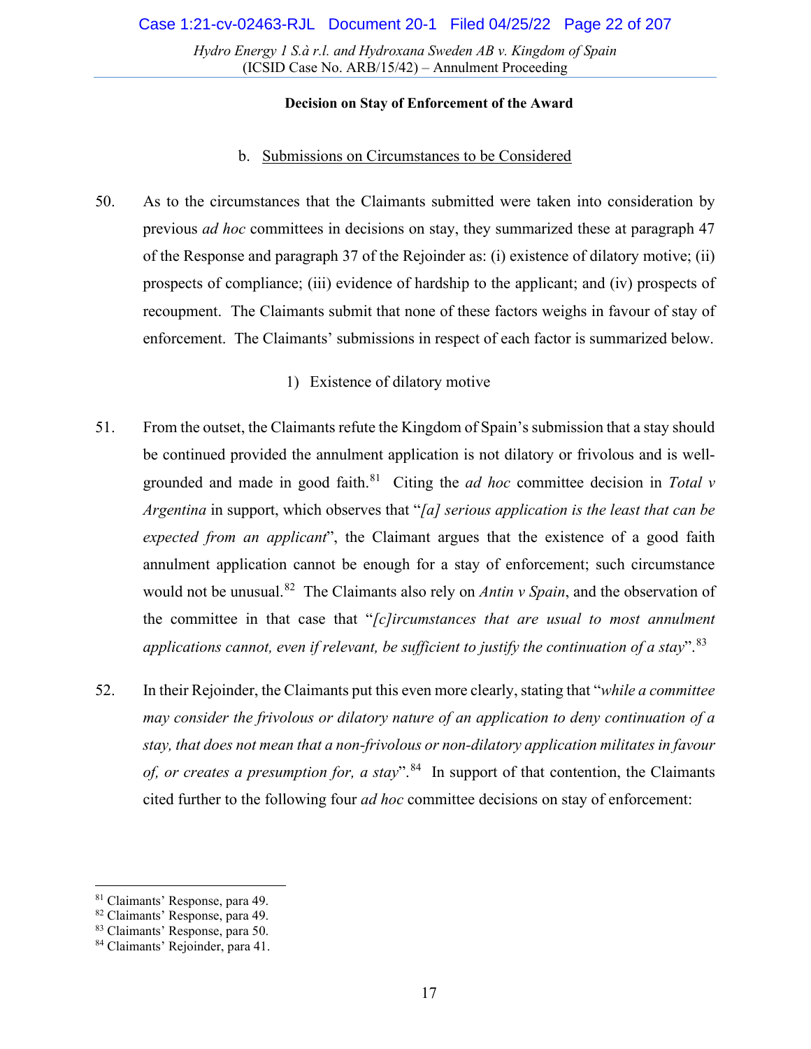**Decision on Stay of Enforcement of the Award**

b. Submissions on Circumstances to be Considered

50. As to the circumstances that the Claimants submitted were taken into consideration by previous *ad hoc* committees in decisions on stay, they summarized these at paragraph 47 of the Response and paragraph 37 of the Rejoinder as: (i) existence of dilatory motive; (ii) prospects of compliance; (iii) evidence of hardship to the applicant; and (iv) prospects of recoupment. The Claimants submit that none of these factors weighs in favour of stay of enforcement. The Claimants' submissions in respect of each factor is summarized below.

1) Existence of dilatory motive

51. From the outset, the Claimants refute the Kingdom of Spain's submission that a stay should be continued provided the annulment application is not dilatory or frivolous and is well-grounded and made in good faith.[81] Citing the *ad hoc* committee decision in *Total v Argentina* in support, which observes that "*[a] serious application is the least that can be expected from an applicant*", the Claimant argues that the existence of a good faith annulment application cannot be enough for a stay of enforcement; such circumstance would not be unusual.[82] The Claimants also rely on *Antin v Spain*, and the observation of the committee in that case that "*[c]ircumstances that are usual to most annulment applications cannot, even if relevant, be sufficient to justify the continuation of a stay*".[83]

52. In their Rejoinder, the Claimants put this even more clearly, stating that "*while a committee may consider the frivolous or dilatory nature of an application to deny continuation of a stay, that does not mean that a non-frivolous or non-dilatory application militates in favour of, or creates a presumption for, a stay*".[84] In support of that contention, the Claimants cited further to the following four *ad hoc* committee decisions on stay of enforcement:

---

[81] Claimants' Response, para 49.
[82] Claimants' Response, para 49.
[83] Claimants' Response, para 50.
[84] Claimants' Rejoinder, para 41.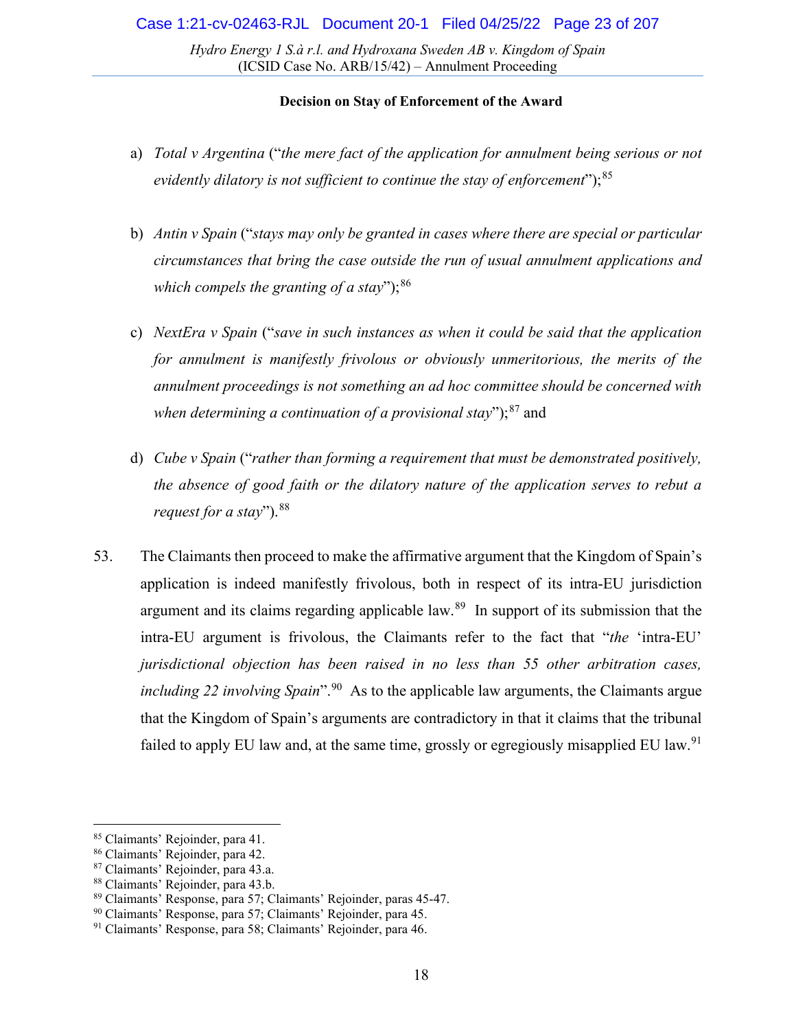a) *Total v Argentina* ("*the mere fact of the application for annulment being serious or not evidently dilatory is not sufficient to continue the stay of enforcement*");[85]

b) *Antin v Spain* ("*stays may only be granted in cases where there are special or particular circumstances that bring the case outside the run of usual annulment applications and which compels the granting of a stay*");[86]

c) *NextEra v Spain* ("*save in such instances as when it could be said that the application for annulment is manifestly frivolous or obviously unmeritorious, the merits of the annulment proceedings is not something an ad hoc committee should be concerned with when determining a continuation of a provisional stay*");[87] and

d) *Cube v Spain* ("*rather than forming a requirement that must be demonstrated positively, the absence of good faith or the dilatory nature of the application serves to rebut a request for a stay*").[88]

53. The Claimants then proceed to make the affirmative argument that the Kingdom of Spain's application is indeed manifestly frivolous, both in respect of its intra-EU jurisdiction argument and its claims regarding applicable law.[89] In support of its submission that the intra-EU argument is frivolous, the Claimants refer to the fact that "*the* 'intra-EU' *jurisdictional objection has been raised in no less than 55 other arbitration cases, including 22 involving Spain*".[90] As to the applicable law arguments, the Claimants argue that the Kingdom of Spain's arguments are contradictory in that it claims that the tribunal failed to apply EU law and, at the same time, grossly or egregiously misapplied EU law.[91]

---

[85] Claimants' Rejoinder, para 41.
[86] Claimants' Rejoinder, para 42.
[87] Claimants' Rejoinder, para 43.a.
[88] Claimants' Rejoinder, para 43.b.
[89] Claimants' Response, para 57; Claimants' Rejoinder, paras 45-47.
[90] Claimants' Response, para 57; Claimants' Rejoinder, para 45.
[91] Claimants' Response, para 58; Claimants' Rejoinder, para 46.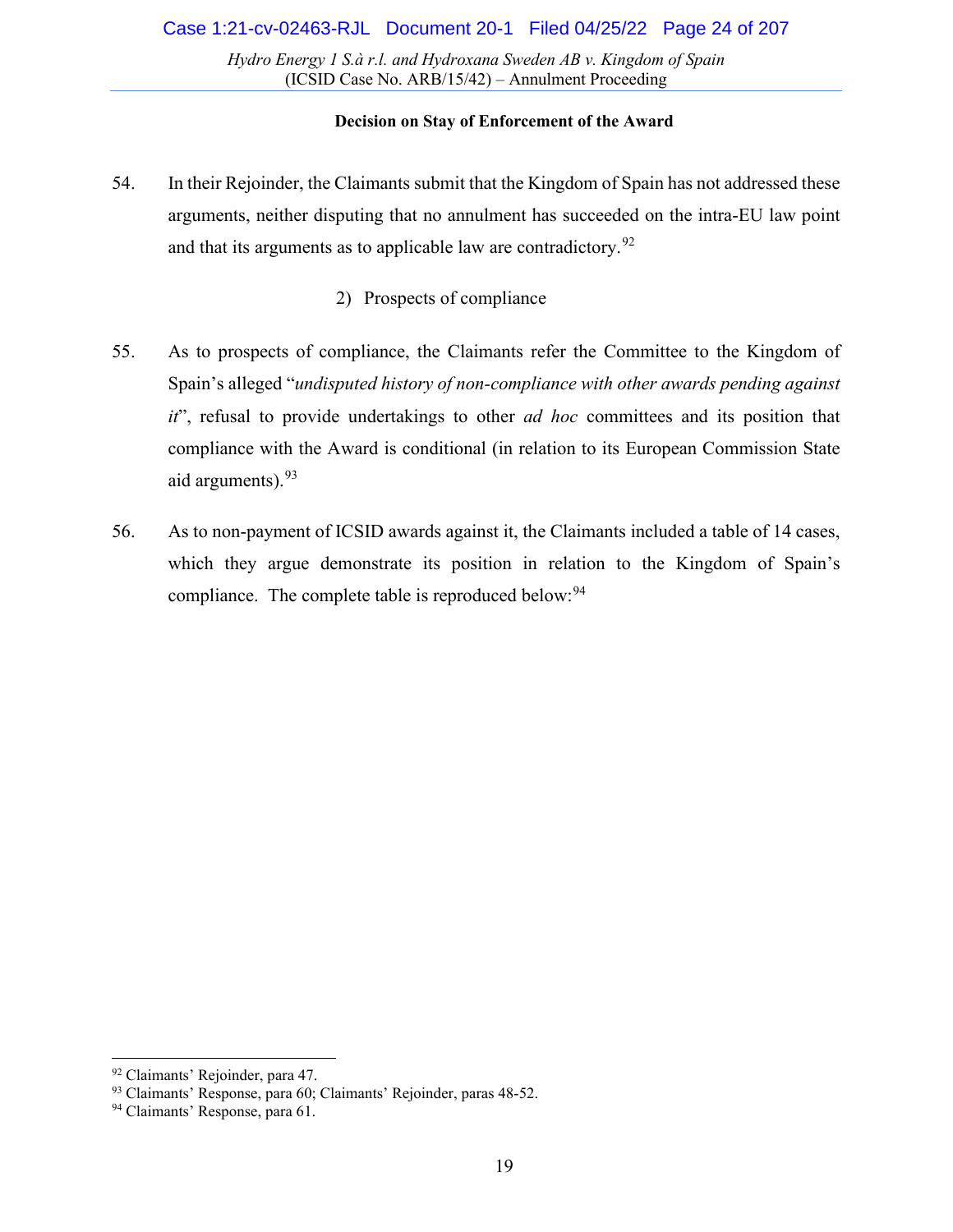**Decision on Stay of Enforcement of the Award**

54. In their Rejoinder, the Claimants submit that the Kingdom of Spain has not addressed these arguments, neither disputing that no annulment has succeeded on the intra-EU law point and that its arguments as to applicable law are contradictory.[92]

2) Prospects of compliance

55. As to prospects of compliance, the Claimants refer the Committee to the Kingdom of Spain's alleged "*undisputed history of non-compliance with other awards pending against it*", refusal to provide undertakings to other *ad hoc* committees and its position that compliance with the Award is conditional (in relation to its European Commission State aid arguments).[93]

56. As to non-payment of ICSID awards against it, the Claimants included a table of 14 cases, which they argue demonstrate its position in relation to the Kingdom of Spain's compliance. The complete table is reproduced below:[94]

[92] Claimants' Rejoinder, para 47.
[93] Claimants' Response, para 60; Claimants' Rejoinder, paras 48-52.
[94] Claimants' Response, para 61.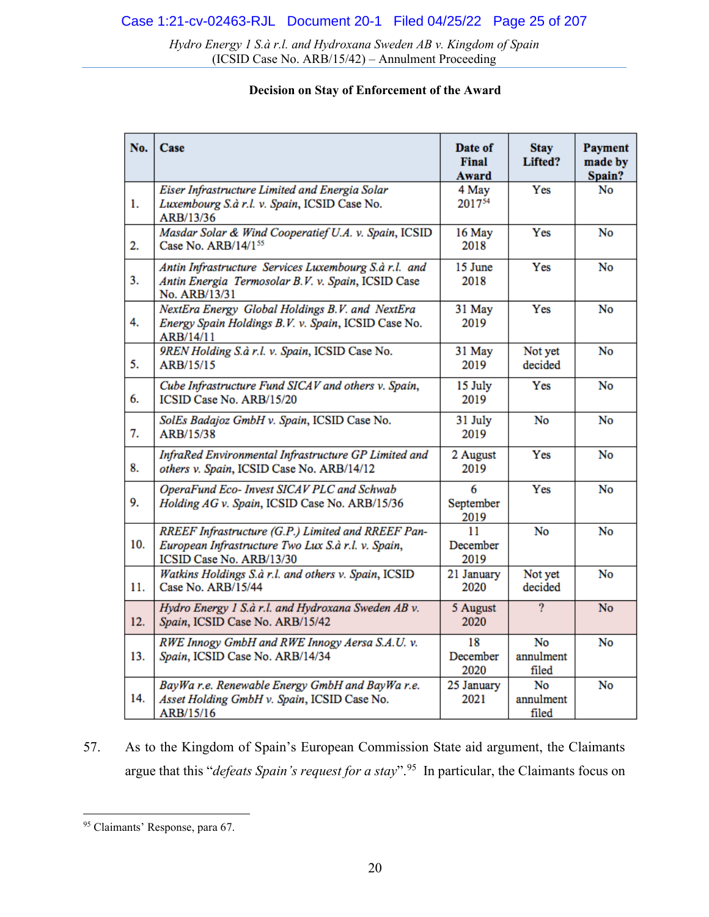**Decision on Stay of Enforcement of the Award**

| No. | Case | Date of Final Award | Stay Lifted? | Payment made by Spain? |
|---|---|---|---|---|
| 1. | *Eiser Infrastructure Limited and Energia Solar Luxembourg S.à r.l. v. Spain*, ICSID Case No. ARB/13/36 | 4 May 2017[54] | Yes | No |
| 2. | *Masdar Solar & Wind Cooperatief U.A. v. Spain*, ICSID Case No. ARB/14/1[55] | 16 May 2018 | Yes | No |
| 3. | *Antin Infrastructure Services Luxembourg S.à r.l. and Antin Energia Termosolar B.V. v. Spain*, ICSID Case No. ARB/13/31 | 15 June 2018 | Yes | No |
| 4. | *NextEra Energy Global Holdings B.V. and NextEra Energy Spain Holdings B.V. v. Spain*, ICSID Case No. ARB/14/11 | 31 May 2019 | Yes | No |
| 5. | *9REN Holding S.à r.l. v. Spain*, ICSID Case No. ARB/15/15 | 31 May 2019 | Not yet decided | No |
| 6. | *Cube Infrastructure Fund SICAV and others v. Spain*, ICSID Case No. ARB/15/20 | 15 July 2019 | Yes | No |
| 7. | *SolEs Badajoz GmbH v. Spain*, ICSID Case No. ARB/15/38 | 31 July 2019 | No | No |
| 8. | *InfraRed Environmental Infrastructure GP Limited and others v. Spain*, ICSID Case No. ARB/14/12 | 2 August 2019 | Yes | No |
| 9. | *OperaFund Eco- Invest SICAV PLC and Schwab Holding AG v. Spain*, ICSID Case No. ARB/15/36 | 6 September 2019 | Yes | No |
| 10. | *RREEF Infrastructure (G.P.) Limited and RREEF Pan-European Infrastructure Two Lux S.à r.l. v. Spain*, ICSID Case No. ARB/13/30 | 11 December 2019 | No | No |
| 11. | *Watkins Holdings S.à r.l. and others v. Spain*, ICSID Case No. ARB/15/44 | 21 January 2020 | Not yet decided | No |
| 12. | *Hydro Energy 1 S.à r.l. and Hydroxana Sweden AB v. Spain*, ICSID Case No. ARB/15/42 | 5 August 2020 | ? | No |
| 13. | *RWE Innogy GmbH and RWE Innogy Aersa S.A.U. v. Spain*, ICSID Case No. ARB/14/34 | 18 December 2020 | No annulment filed | No |
| 14. | *BayWa r.e. Renewable Energy GmbH and BayWa r.e. Asset Holding GmbH v. Spain*, ICSID Case No. ARB/15/16 | 25 January 2021 | No annulment filed | No |

57. As to the Kingdom of Spain's European Commission State aid argument, the Claimants argue that this "*defeats Spain's request for a stay*".[95] In particular, the Claimants focus on

[95] Claimants' Response, para 67.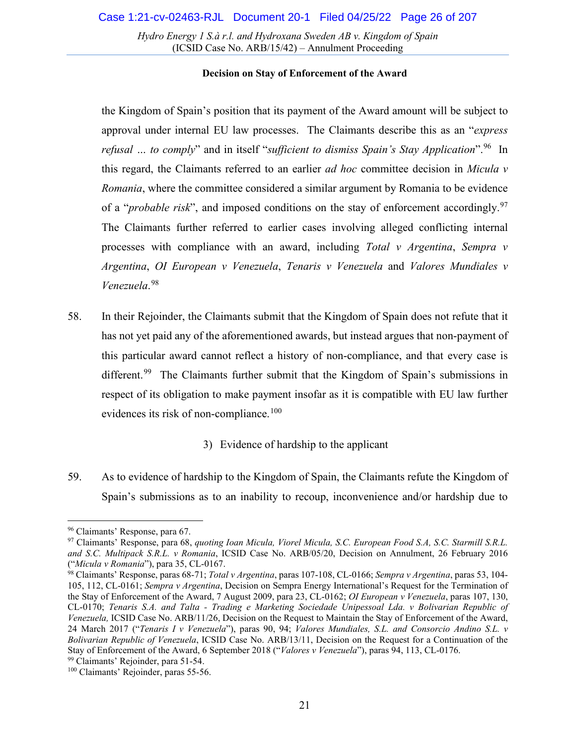the Kingdom of Spain's position that its payment of the Award amount will be subject to approval under internal EU law processes. The Claimants describe this as an "*express refusal … to comply*" and in itself "*sufficient to dismiss Spain's Stay Application*".[96] In this regard, the Claimants referred to an earlier *ad hoc* committee decision in *Micula v Romania*, where the committee considered a similar argument by Romania to be evidence of a "*probable risk*", and imposed conditions on the stay of enforcement accordingly.[97] The Claimants further referred to earlier cases involving alleged conflicting internal processes with compliance with an award, including *Total v Argentina*, *Sempra v Argentina*, *OI European v Venezuela*, *Tenaris v Venezuela* and *Valores Mundiales v Venezuela*.[98]

58. In their Rejoinder, the Claimants submit that the Kingdom of Spain does not refute that it has not yet paid any of the aforementioned awards, but instead argues that non-payment of this particular award cannot reflect a history of non-compliance, and that every case is different.[99] The Claimants further submit that the Kingdom of Spain's submissions in respect of its obligation to make payment insofar as it is compatible with EU law further evidences its risk of non-compliance.[100]

3) Evidence of hardship to the applicant

59. As to evidence of hardship to the Kingdom of Spain, the Claimants refute the Kingdom of Spain's submissions as to an inability to recoup, inconvenience and/or hardship due to

---

[96] Claimants' Response, para 67.

[97] Claimants' Response, para 68, *quoting Ioan Micula, Viorel Micula, S.C. European Food S.A, S.C. Starmill S.R.L. and S.C. Multipack S.R.L. v Romania*, ICSID Case No. ARB/05/20, Decision on Annulment, 26 February 2016 ("*Micula v Romania*"), para 35, CL-0167.

[98] Claimants' Response, paras 68-71; *Total v Argentina*, paras 107-108, CL-0166; *Sempra v Argentina*, paras 53, 104-105, 112, CL-0161; *Sempra v Argentina*, Decision on Sempra Energy International's Request for the Termination of the Stay of Enforcement of the Award, 7 August 2009, para 23, CL-0162; *OI European v Venezuela*, paras 107, 130, CL-0170; *Tenaris S.A. and Talta - Trading e Marketing Sociedade Unipessoal Lda. v Bolivarian Republic of Venezuela,* ICSID Case No. ARB/11/26, Decision on the Request to Maintain the Stay of Enforcement of the Award, 24 March 2017 ("*Tenaris I v Venezuela*"), paras 90, 94; *Valores Mundiales, S.L. and Consorcio Andino S.L. v Bolivarian Republic of Venezuela*, ICSID Case No. ARB/13/11, Decision on the Request for a Continuation of the Stay of Enforcement of the Award, 6 September 2018 ("*Valores v Venezuela*"), paras 94, 113, CL-0176.

[99] Claimants' Rejoinder, para 51-54.

[100] Claimants' Rejoinder, paras 55-56.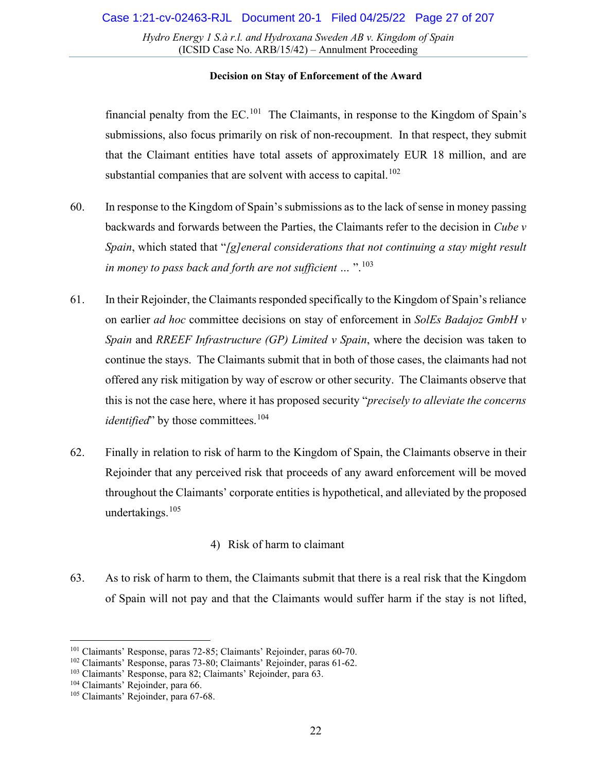financial penalty from the EC.[101] The Claimants, in response to the Kingdom of Spain's submissions, also focus primarily on risk of non-recoupment. In that respect, they submit that the Claimant entities have total assets of approximately EUR 18 million, and are substantial companies that are solvent with access to capital.[102]

60. In response to the Kingdom of Spain's submissions as to the lack of sense in money passing backwards and forwards between the Parties, the Claimants refer to the decision in *Cube v Spain*, which stated that "*[g]eneral considerations that not continuing a stay might result in money to pass back and forth are not sufficient …* ".[103]

61. In their Rejoinder, the Claimants responded specifically to the Kingdom of Spain's reliance on earlier *ad hoc* committee decisions on stay of enforcement in *SolEs Badajoz GmbH v Spain* and *RREEF Infrastructure (GP) Limited v Spain*, where the decision was taken to continue the stays. The Claimants submit that in both of those cases, the claimants had not offered any risk mitigation by way of escrow or other security. The Claimants observe that this is not the case here, where it has proposed security "*precisely to alleviate the concerns identified*" by those committees.[104]

62. Finally in relation to risk of harm to the Kingdom of Spain, the Claimants observe in their Rejoinder that any perceived risk that proceeds of any award enforcement will be moved throughout the Claimants' corporate entities is hypothetical, and alleviated by the proposed undertakings.[105]

4) Risk of harm to claimant

63. As to risk of harm to them, the Claimants submit that there is a real risk that the Kingdom of Spain will not pay and that the Claimants would suffer harm if the stay is not lifted,

---

[101] Claimants' Response, paras 72-85; Claimants' Rejoinder, paras 60-70.

[102] Claimants' Response, paras 73-80; Claimants' Rejoinder, paras 61-62.

[103] Claimants' Response, para 82; Claimants' Rejoinder, para 63.

[104] Claimants' Rejoinder, para 66.

[105] Claimants' Rejoinder, para 67-68.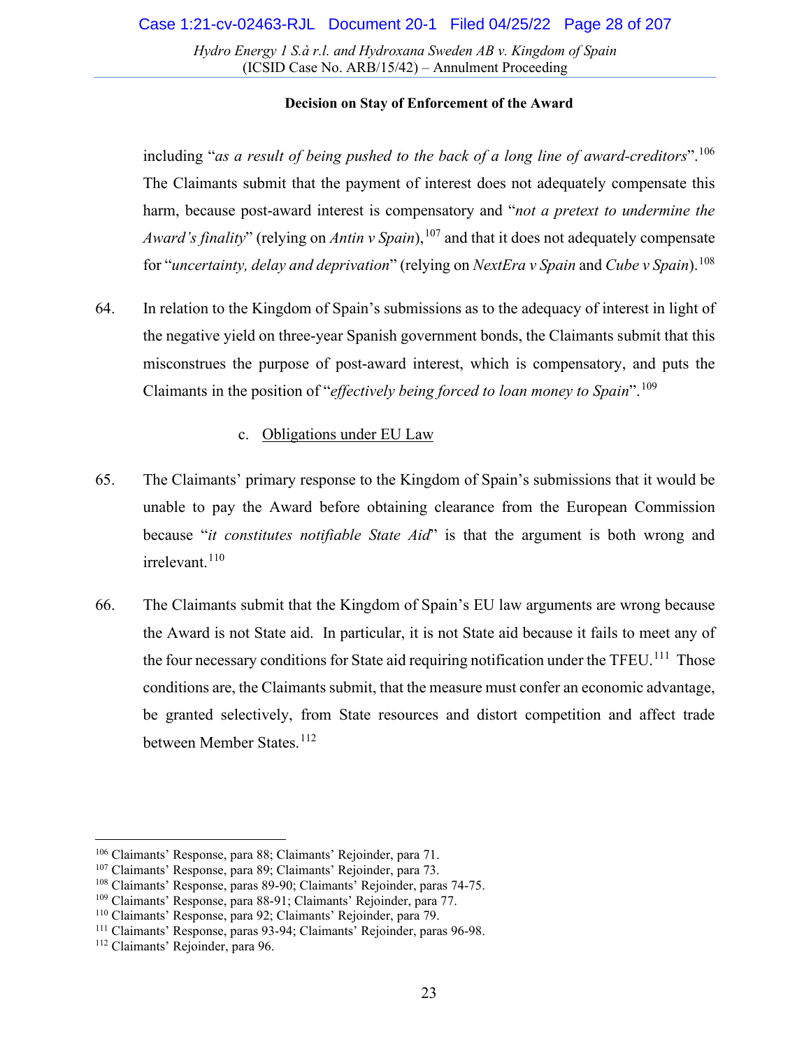**Decision on Stay of Enforcement of the Award**

including "*as a result of being pushed to the back of a long line of award-creditors*".[106] The Claimants submit that the payment of interest does not adequately compensate this harm, because post-award interest is compensatory and "*not a pretext to undermine the Award's finality*" (relying on *Antin v Spain*),[107] and that it does not adequately compensate for "*uncertainty, delay and deprivation*" (relying on *NextEra v Spain* and *Cube v Spain*).[108]

64. In relation to the Kingdom of Spain's submissions as to the adequacy of interest in light of the negative yield on three-year Spanish government bonds, the Claimants submit that this misconstrues the purpose of post-award interest, which is compensatory, and puts the Claimants in the position of "*effectively being forced to loan money to Spain*".[109]

c. Obligations under EU Law

65. The Claimants' primary response to the Kingdom of Spain's submissions that it would be unable to pay the Award before obtaining clearance from the European Commission because "*it constitutes notifiable State Aid*" is that the argument is both wrong and irrelevant.[110]

66. The Claimants submit that the Kingdom of Spain's EU law arguments are wrong because the Award is not State aid. In particular, it is not State aid because it fails to meet any of the four necessary conditions for State aid requiring notification under the TFEU.[111] Those conditions are, the Claimants submit, that the measure must confer an economic advantage, be granted selectively, from State resources and distort competition and affect trade between Member States.[112]

---

[106] Claimants' Response, para 88; Claimants' Rejoinder, para 71.
[107] Claimants' Response, para 89; Claimants' Rejoinder, para 73.
[108] Claimants' Response, paras 89-90; Claimants' Rejoinder, paras 74-75.
[109] Claimants' Response, para 88-91; Claimants' Rejoinder, para 77.
[110] Claimants' Response, para 92; Claimants' Rejoinder, para 79.
[111] Claimants' Response, paras 93-94; Claimants' Rejoinder, paras 96-98.
[112] Claimants' Rejoinder, para 96.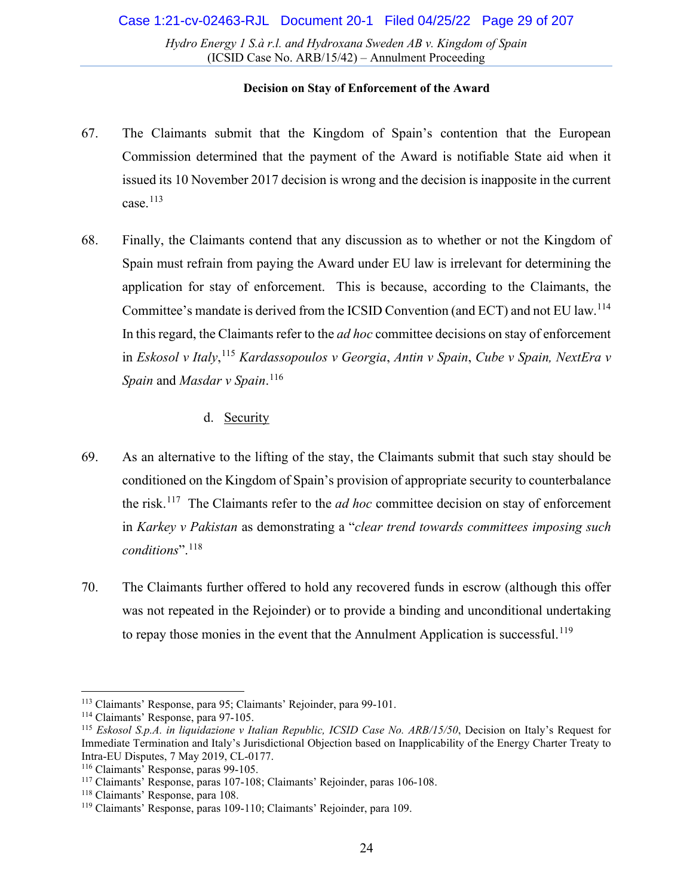67. The Claimants submit that the Kingdom of Spain's contention that the European Commission determined that the payment of the Award is notifiable State aid when it issued its 10 November 2017 decision is wrong and the decision is inapposite in the current case.[113]

68. Finally, the Claimants contend that any discussion as to whether or not the Kingdom of Spain must refrain from paying the Award under EU law is irrelevant for determining the application for stay of enforcement. This is because, according to the Claimants, the Committee's mandate is derived from the ICSID Convention (and ECT) and not EU law.[114] In this regard, the Claimants refer to the *ad hoc* committee decisions on stay of enforcement in *Eskosol v Italy*,[115] *Kardassopoulos v Georgia*, *Antin v Spain*, *Cube v Spain, NextEra v Spain* and *Masdar v Spain*.[116]

d. Security

69. As an alternative to the lifting of the stay, the Claimants submit that such stay should be conditioned on the Kingdom of Spain's provision of appropriate security to counterbalance the risk.[117] The Claimants refer to the *ad hoc* committee decision on stay of enforcement in *Karkey v Pakistan* as demonstrating a "*clear trend towards committees imposing such conditions*".[118]

70. The Claimants further offered to hold any recovered funds in escrow (although this offer was not repeated in the Rejoinder) or to provide a binding and unconditional undertaking to repay those monies in the event that the Annulment Application is successful.[119]

---

[113] Claimants' Response, para 95; Claimants' Rejoinder, para 99-101.

[114] Claimants' Response, para 97-105.

[115] *Eskosol S.p.A. in liquidazione v Italian Republic, ICSID Case No. ARB/15/50*, Decision on Italy's Request for Immediate Termination and Italy's Jurisdictional Objection based on Inapplicability of the Energy Charter Treaty to Intra-EU Disputes, 7 May 2019, CL-0177.

[116] Claimants' Response, paras 99-105.

[117] Claimants' Response, paras 107-108; Claimants' Rejoinder, paras 106-108.

[118] Claimants' Response, para 108.

[119] Claimants' Response, paras 109-110; Claimants' Rejoinder, para 109.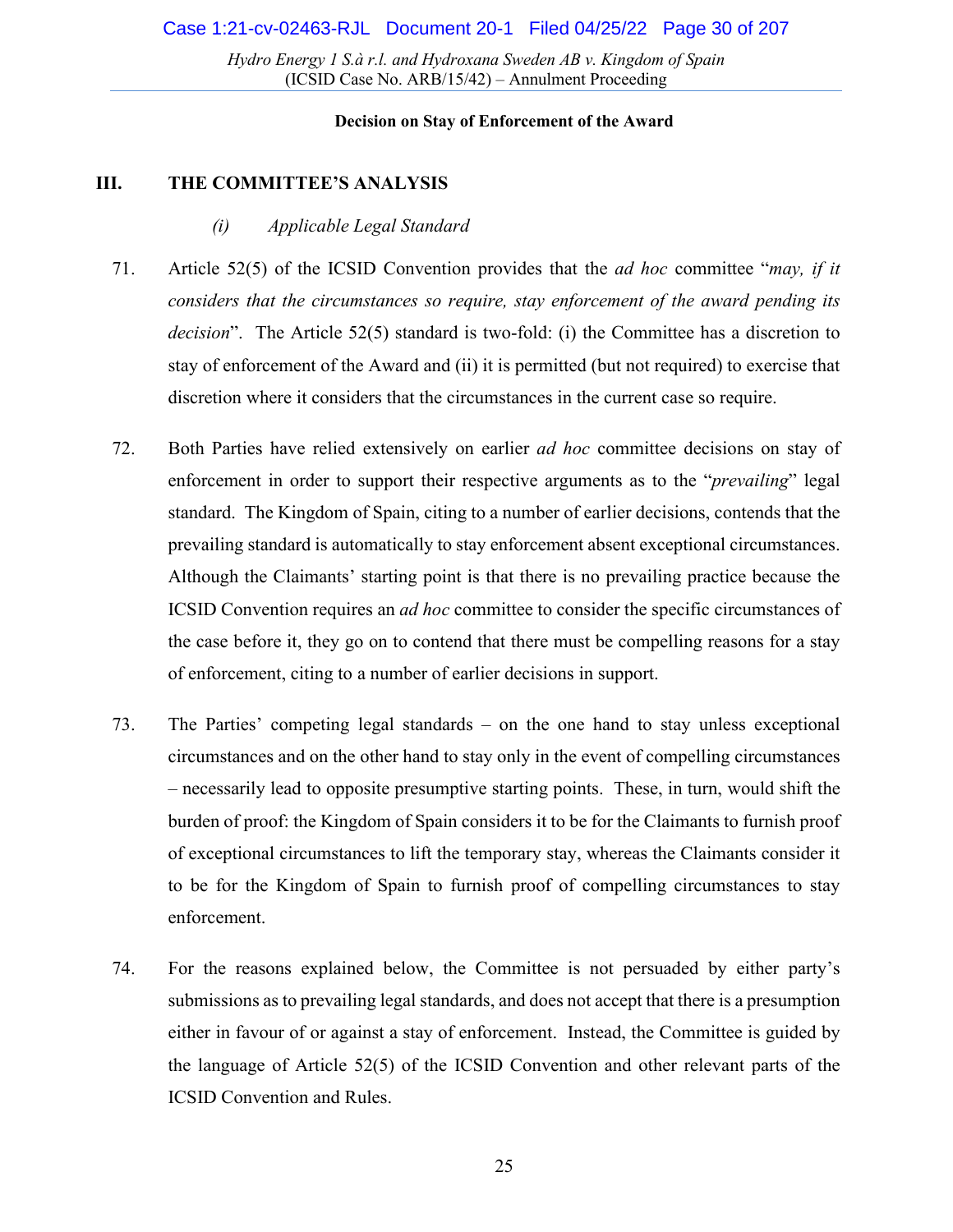**Decision on Stay of Enforcement of the Award**

## III. THE COMMITTEE'S ANALYSIS

### *(i) Applicable Legal Standard*

71. Article 52(5) of the ICSID Convention provides that the *ad hoc* committee "*may, if it considers that the circumstances so require, stay enforcement of the award pending its decision*". The Article 52(5) standard is two-fold: (i) the Committee has a discretion to stay of enforcement of the Award and (ii) it is permitted (but not required) to exercise that discretion where it considers that the circumstances in the current case so require.

72. Both Parties have relied extensively on earlier *ad hoc* committee decisions on stay of enforcement in order to support their respective arguments as to the "*prevailing*" legal standard. The Kingdom of Spain, citing to a number of earlier decisions, contends that the prevailing standard is automatically to stay enforcement absent exceptional circumstances. Although the Claimants' starting point is that there is no prevailing practice because the ICSID Convention requires an *ad hoc* committee to consider the specific circumstances of the case before it, they go on to contend that there must be compelling reasons for a stay of enforcement, citing to a number of earlier decisions in support.

73. The Parties' competing legal standards – on the one hand to stay unless exceptional circumstances and on the other hand to stay only in the event of compelling circumstances – necessarily lead to opposite presumptive starting points. These, in turn, would shift the burden of proof: the Kingdom of Spain considers it to be for the Claimants to furnish proof of exceptional circumstances to lift the temporary stay, whereas the Claimants consider it to be for the Kingdom of Spain to furnish proof of compelling circumstances to stay enforcement.

74. For the reasons explained below, the Committee is not persuaded by either party's submissions as to prevailing legal standards, and does not accept that there is a presumption either in favour of or against a stay of enforcement. Instead, the Committee is guided by the language of Article 52(5) of the ICSID Convention and other relevant parts of the ICSID Convention and Rules.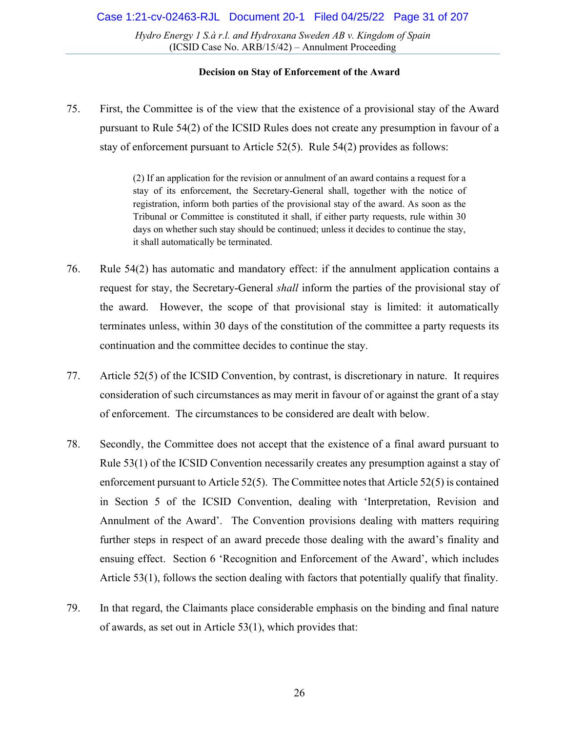**Decision on Stay of Enforcement of the Award**

75. First, the Committee is of the view that the existence of a provisional stay of the Award pursuant to Rule 54(2) of the ICSID Rules does not create any presumption in favour of a stay of enforcement pursuant to Article 52(5). Rule 54(2) provides as follows:

> (2) If an application for the revision or annulment of an award contains a request for a stay of its enforcement, the Secretary-General shall, together with the notice of registration, inform both parties of the provisional stay of the award. As soon as the Tribunal or Committee is constituted it shall, if either party requests, rule within 30 days on whether such stay should be continued; unless it decides to continue the stay, it shall automatically be terminated.

76. Rule 54(2) has automatic and mandatory effect: if the annulment application contains a request for stay, the Secretary-General *shall* inform the parties of the provisional stay of the award. However, the scope of that provisional stay is limited: it automatically terminates unless, within 30 days of the constitution of the committee a party requests its continuation and the committee decides to continue the stay.

77. Article 52(5) of the ICSID Convention, by contrast, is discretionary in nature. It requires consideration of such circumstances as may merit in favour of or against the grant of a stay of enforcement. The circumstances to be considered are dealt with below.

78. Secondly, the Committee does not accept that the existence of a final award pursuant to Rule 53(1) of the ICSID Convention necessarily creates any presumption against a stay of enforcement pursuant to Article 52(5). The Committee notes that Article 52(5) is contained in Section 5 of the ICSID Convention, dealing with 'Interpretation, Revision and Annulment of the Award'. The Convention provisions dealing with matters requiring further steps in respect of an award precede those dealing with the award's finality and ensuing effect. Section 6 'Recognition and Enforcement of the Award', which includes Article 53(1), follows the section dealing with factors that potentially qualify that finality.

79. In that regard, the Claimants place considerable emphasis on the binding and final nature of awards, as set out in Article 53(1), which provides that: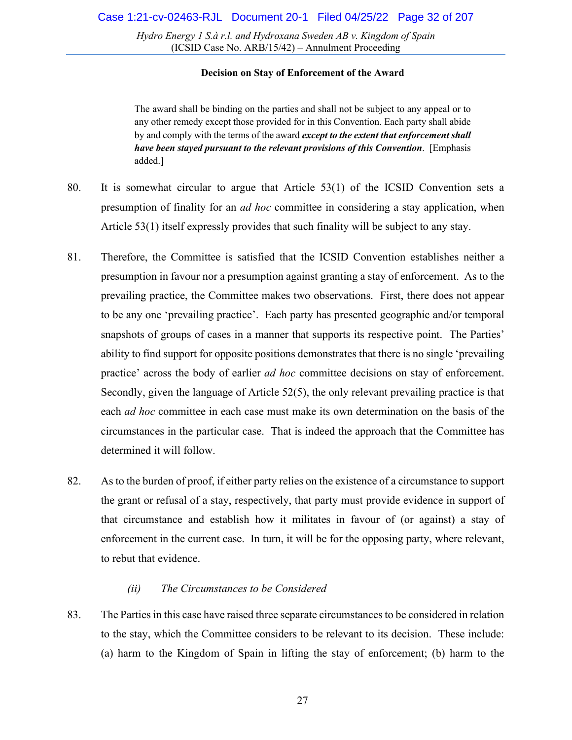**Decision on Stay of Enforcement of the Award**

> The award shall be binding on the parties and shall not be subject to any appeal or to any other remedy except those provided for in this Convention. Each party shall abide by and comply with the terms of the award ***except to the extent that enforcement shall have been stayed pursuant to the relevant provisions of this Convention***. [Emphasis added.]

80. It is somewhat circular to argue that Article 53(1) of the ICSID Convention sets a presumption of finality for an *ad hoc* committee in considering a stay application, when Article 53(1) itself expressly provides that such finality will be subject to any stay.

81. Therefore, the Committee is satisfied that the ICSID Convention establishes neither a presumption in favour nor a presumption against granting a stay of enforcement. As to the prevailing practice, the Committee makes two observations. First, there does not appear to be any one 'prevailing practice'. Each party has presented geographic and/or temporal snapshots of groups of cases in a manner that supports its respective point. The Parties' ability to find support for opposite positions demonstrates that there is no single 'prevailing practice' across the body of earlier *ad hoc* committee decisions on stay of enforcement. Secondly, given the language of Article 52(5), the only relevant prevailing practice is that each *ad hoc* committee in each case must make its own determination on the basis of the circumstances in the particular case. That is indeed the approach that the Committee has determined it will follow.

82. As to the burden of proof, if either party relies on the existence of a circumstance to support the grant or refusal of a stay, respectively, that party must provide evidence in support of that circumstance and establish how it militates in favour of (or against) a stay of enforcement in the current case. In turn, it will be for the opposing party, where relevant, to rebut that evidence.

*(ii) The Circumstances to be Considered*

83. The Parties in this case have raised three separate circumstances to be considered in relation to the stay, which the Committee considers to be relevant to its decision. These include: (a) harm to the Kingdom of Spain in lifting the stay of enforcement; (b) harm to the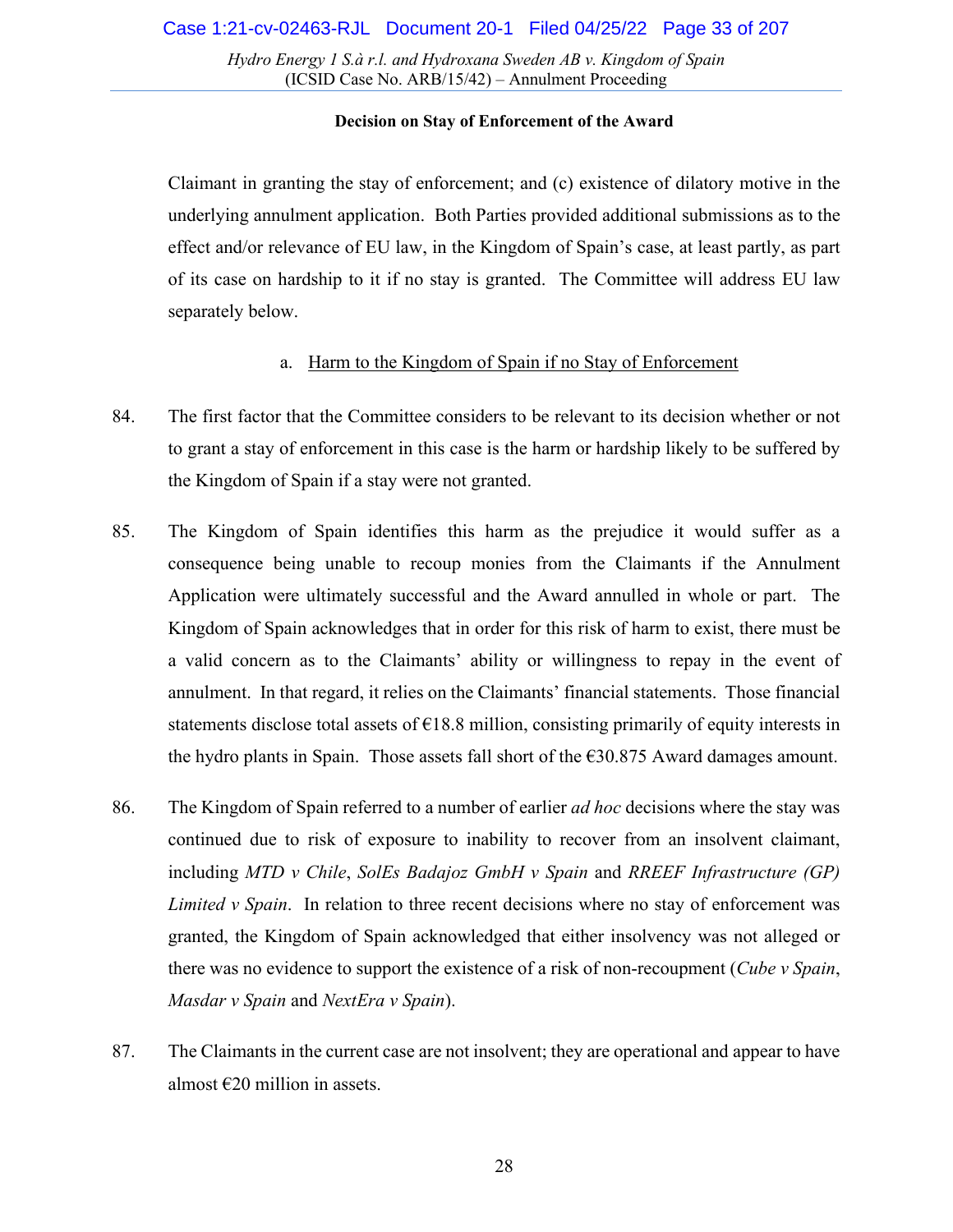Claimant in granting the stay of enforcement; and (c) existence of dilatory motive in the underlying annulment application. Both Parties provided additional submissions as to the effect and/or relevance of EU law, in the Kingdom of Spain's case, at least partly, as part of its case on hardship to it if no stay is granted. The Committee will address EU law separately below.

a. Harm to the Kingdom of Spain if no Stay of Enforcement

84. The first factor that the Committee considers to be relevant to its decision whether or not to grant a stay of enforcement in this case is the harm or hardship likely to be suffered by the Kingdom of Spain if a stay were not granted.

85. The Kingdom of Spain identifies this harm as the prejudice it would suffer as a consequence being unable to recoup monies from the Claimants if the Annulment Application were ultimately successful and the Award annulled in whole or part. The Kingdom of Spain acknowledges that in order for this risk of harm to exist, there must be a valid concern as to the Claimants' ability or willingness to repay in the event of annulment. In that regard, it relies on the Claimants' financial statements. Those financial statements disclose total assets of €18.8 million, consisting primarily of equity interests in the hydro plants in Spain. Those assets fall short of the €30.875 Award damages amount.

86. The Kingdom of Spain referred to a number of earlier *ad hoc* decisions where the stay was continued due to risk of exposure to inability to recover from an insolvent claimant, including *MTD v Chile*, *SolEs Badajoz GmbH v Spain* and *RREEF Infrastructure (GP) Limited v Spain*. In relation to three recent decisions where no stay of enforcement was granted, the Kingdom of Spain acknowledged that either insolvency was not alleged or there was no evidence to support the existence of a risk of non-recoupment (*Cube v Spain*, *Masdar v Spain* and *NextEra v Spain*).

87. The Claimants in the current case are not insolvent; they are operational and appear to have almost €20 million in assets.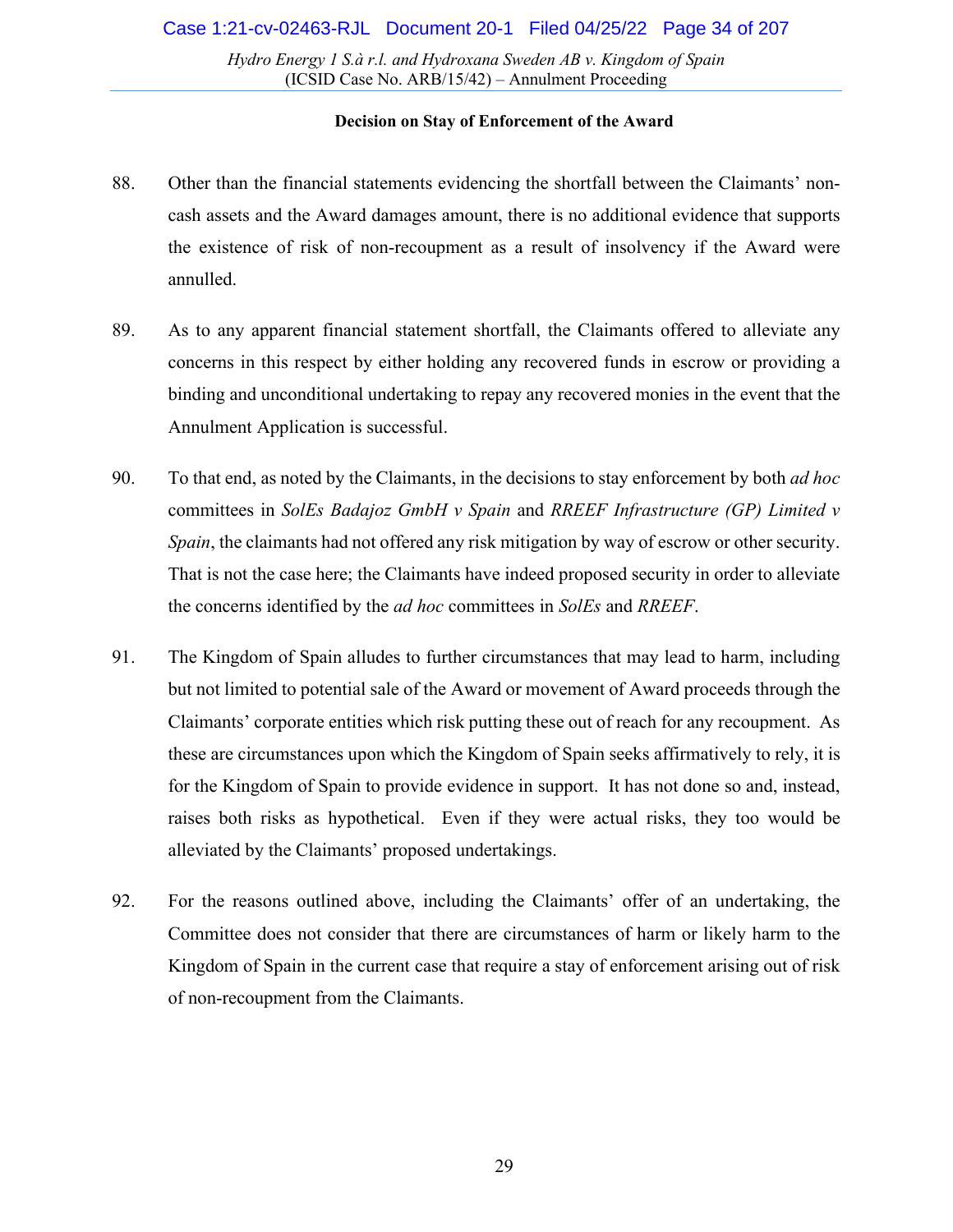88. Other than the financial statements evidencing the shortfall between the Claimants' non-cash assets and the Award damages amount, there is no additional evidence that supports the existence of risk of non-recoupment as a result of insolvency if the Award were annulled.

89. As to any apparent financial statement shortfall, the Claimants offered to alleviate any concerns in this respect by either holding any recovered funds in escrow or providing a binding and unconditional undertaking to repay any recovered monies in the event that the Annulment Application is successful.

90. To that end, as noted by the Claimants, in the decisions to stay enforcement by both *ad hoc* committees in *SolEs Badajoz GmbH v Spain* and *RREEF Infrastructure (GP) Limited v Spain*, the claimants had not offered any risk mitigation by way of escrow or other security. That is not the case here; the Claimants have indeed proposed security in order to alleviate the concerns identified by the *ad hoc* committees in *SolEs* and *RREEF*.

91. The Kingdom of Spain alludes to further circumstances that may lead to harm, including but not limited to potential sale of the Award or movement of Award proceeds through the Claimants' corporate entities which risk putting these out of reach for any recoupment. As these are circumstances upon which the Kingdom of Spain seeks affirmatively to rely, it is for the Kingdom of Spain to provide evidence in support. It has not done so and, instead, raises both risks as hypothetical. Even if they were actual risks, they too would be alleviated by the Claimants' proposed undertakings.

92. For the reasons outlined above, including the Claimants' offer of an undertaking, the Committee does not consider that there are circumstances of harm or likely harm to the Kingdom of Spain in the current case that require a stay of enforcement arising out of risk of non-recoupment from the Claimants.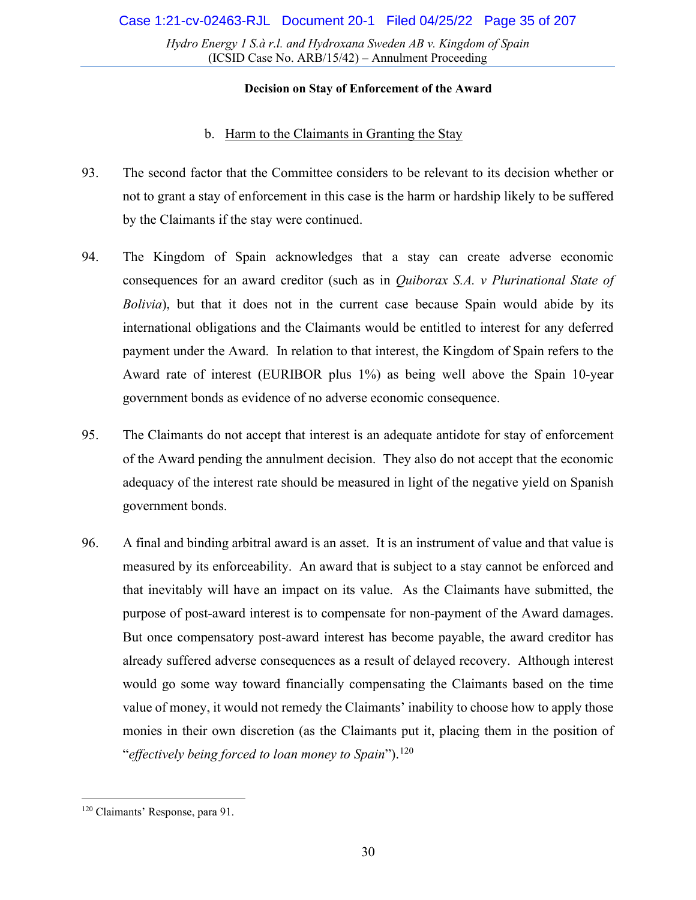**Decision on Stay of Enforcement of the Award**

b. Harm to the Claimants in Granting the Stay

93. The second factor that the Committee considers to be relevant to its decision whether or not to grant a stay of enforcement in this case is the harm or hardship likely to be suffered by the Claimants if the stay were continued.

94. The Kingdom of Spain acknowledges that a stay can create adverse economic consequences for an award creditor (such as in *Quiborax S.A. v Plurinational State of Bolivia*), but that it does not in the current case because Spain would abide by its international obligations and the Claimants would be entitled to interest for any deferred payment under the Award. In relation to that interest, the Kingdom of Spain refers to the Award rate of interest (EURIBOR plus 1%) as being well above the Spain 10-year government bonds as evidence of no adverse economic consequence.

95. The Claimants do not accept that interest is an adequate antidote for stay of enforcement of the Award pending the annulment decision. They also do not accept that the economic adequacy of the interest rate should be measured in light of the negative yield on Spanish government bonds.

96. A final and binding arbitral award is an asset. It is an instrument of value and that value is measured by its enforceability. An award that is subject to a stay cannot be enforced and that inevitably will have an impact on its value. As the Claimants have submitted, the purpose of post-award interest is to compensate for non-payment of the Award damages. But once compensatory post-award interest has become payable, the award creditor has already suffered adverse consequences as a result of delayed recovery. Although interest would go some way toward financially compensating the Claimants based on the time value of money, it would not remedy the Claimants' inability to choose how to apply those monies in their own discretion (as the Claimants put it, placing them in the position of "*effectively being forced to loan money to Spain*").[120]

[120] Claimants' Response, para 91.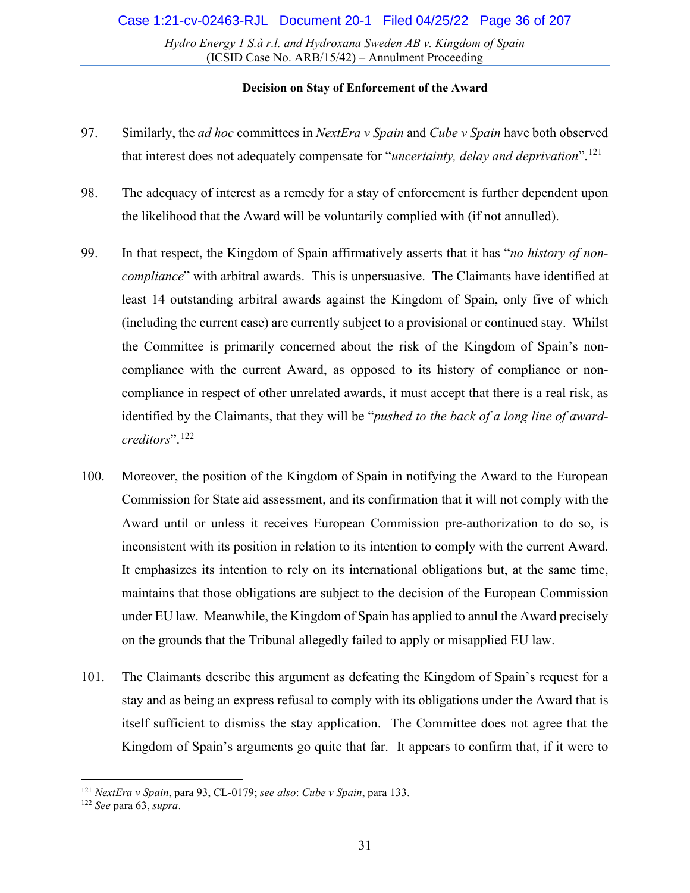**Decision on Stay of Enforcement of the Award**

97. Similarly, the *ad hoc* committees in *NextEra v Spain* and *Cube v Spain* have both observed that interest does not adequately compensate for "*uncertainty, delay and deprivation*".[121]

98. The adequacy of interest as a remedy for a stay of enforcement is further dependent upon the likelihood that the Award will be voluntarily complied with (if not annulled).

99. In that respect, the Kingdom of Spain affirmatively asserts that it has "*no history of non-compliance*" with arbitral awards. This is unpersuasive. The Claimants have identified at least 14 outstanding arbitral awards against the Kingdom of Spain, only five of which (including the current case) are currently subject to a provisional or continued stay. Whilst the Committee is primarily concerned about the risk of the Kingdom of Spain's non-compliance with the current Award, as opposed to its history of compliance or non-compliance in respect of other unrelated awards, it must accept that there is a real risk, as identified by the Claimants, that they will be "*pushed to the back of a long line of award-creditors*".[122]

100. Moreover, the position of the Kingdom of Spain in notifying the Award to the European Commission for State aid assessment, and its confirmation that it will not comply with the Award until or unless it receives European Commission pre-authorization to do so, is inconsistent with its position in relation to its intention to comply with the current Award. It emphasizes its intention to rely on its international obligations but, at the same time, maintains that those obligations are subject to the decision of the European Commission under EU law. Meanwhile, the Kingdom of Spain has applied to annul the Award precisely on the grounds that the Tribunal allegedly failed to apply or misapplied EU law.

101. The Claimants describe this argument as defeating the Kingdom of Spain's request for a stay and as being an express refusal to comply with its obligations under the Award that is itself sufficient to dismiss the stay application. The Committee does not agree that the Kingdom of Spain's arguments go quite that far. It appears to confirm that, if it were to

---

[121] *NextEra v Spain*, para 93, CL-0179; *see also*: *Cube v Spain*, para 133.

[122] *See* para 63, *supra*.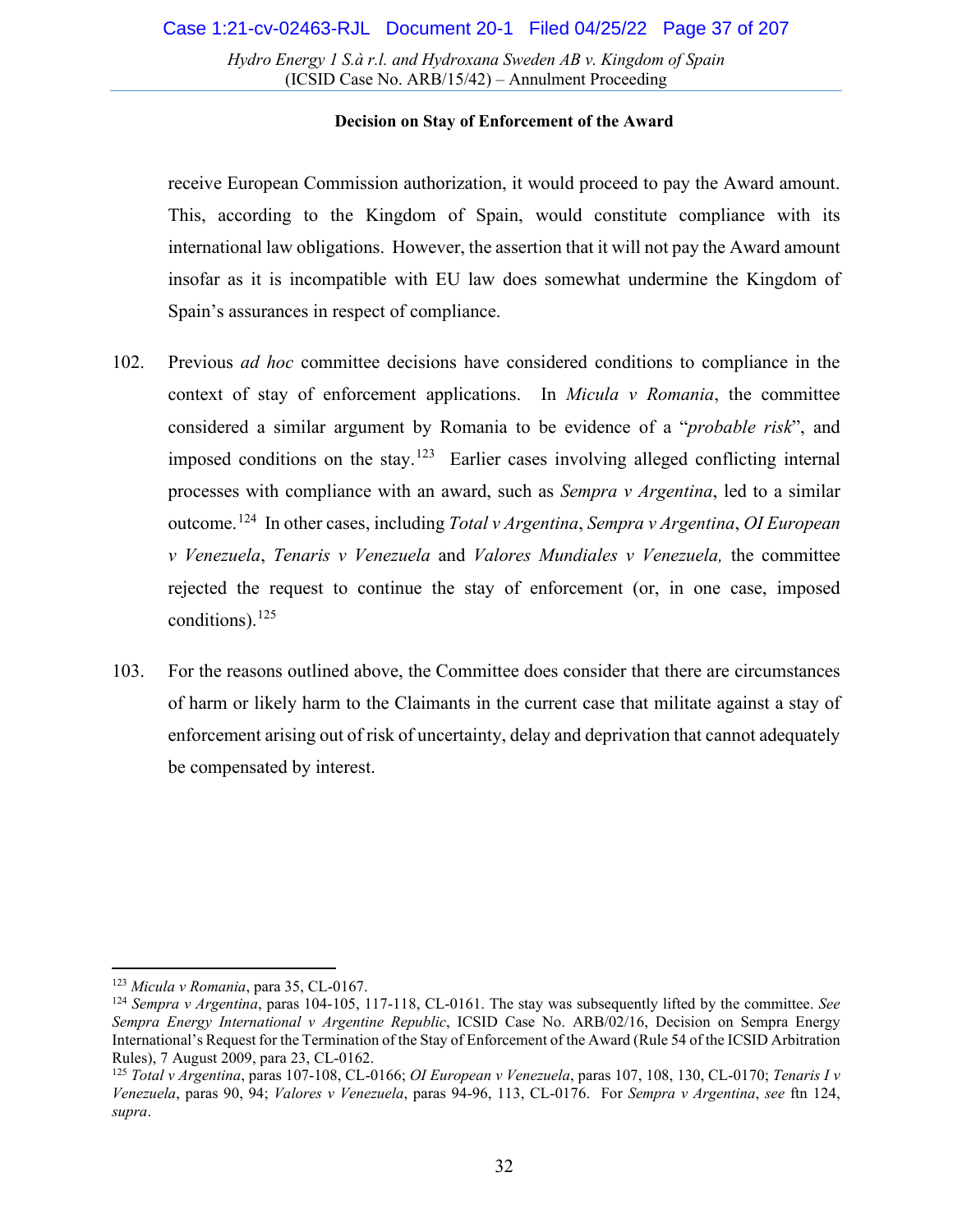**Decision on Stay of Enforcement of the Award**

receive European Commission authorization, it would proceed to pay the Award amount. This, according to the Kingdom of Spain, would constitute compliance with its international law obligations. However, the assertion that it will not pay the Award amount insofar as it is incompatible with EU law does somewhat undermine the Kingdom of Spain's assurances in respect of compliance.

102. Previous *ad hoc* committee decisions have considered conditions to compliance in the context of stay of enforcement applications. In *Micula v Romania*, the committee considered a similar argument by Romania to be evidence of a "*probable risk*", and imposed conditions on the stay.[123] Earlier cases involving alleged conflicting internal processes with compliance with an award, such as *Sempra v Argentina*, led to a similar outcome.[124] In other cases, including *Total v Argentina*, *Sempra v Argentina*, *OI European v Venezuela*, *Tenaris v Venezuela* and *Valores Mundiales v Venezuela,* the committee rejected the request to continue the stay of enforcement (or, in one case, imposed conditions).[125]

103. For the reasons outlined above, the Committee does consider that there are circumstances of harm or likely harm to the Claimants in the current case that militate against a stay of enforcement arising out of risk of uncertainty, delay and deprivation that cannot adequately be compensated by interest.

---

[123] *Micula v Romania*, para 35, CL-0167.

[124] *Sempra v Argentina*, paras 104-105, 117-118, CL-0161. The stay was subsequently lifted by the committee. *See Sempra Energy International v Argentine Republic*, ICSID Case No. ARB/02/16, Decision on Sempra Energy International's Request for the Termination of the Stay of Enforcement of the Award (Rule 54 of the ICSID Arbitration Rules), 7 August 2009, para 23, CL-0162.

[125] *Total v Argentina*, paras 107-108, CL-0166; *OI European v Venezuela*, paras 107, 108, 130, CL-0170; *Tenaris I v Venezuela*, paras 90, 94; *Valores v Venezuela*, paras 94-96, 113, CL-0176. For *Sempra v Argentina*, *see* ftn 124, *supra*.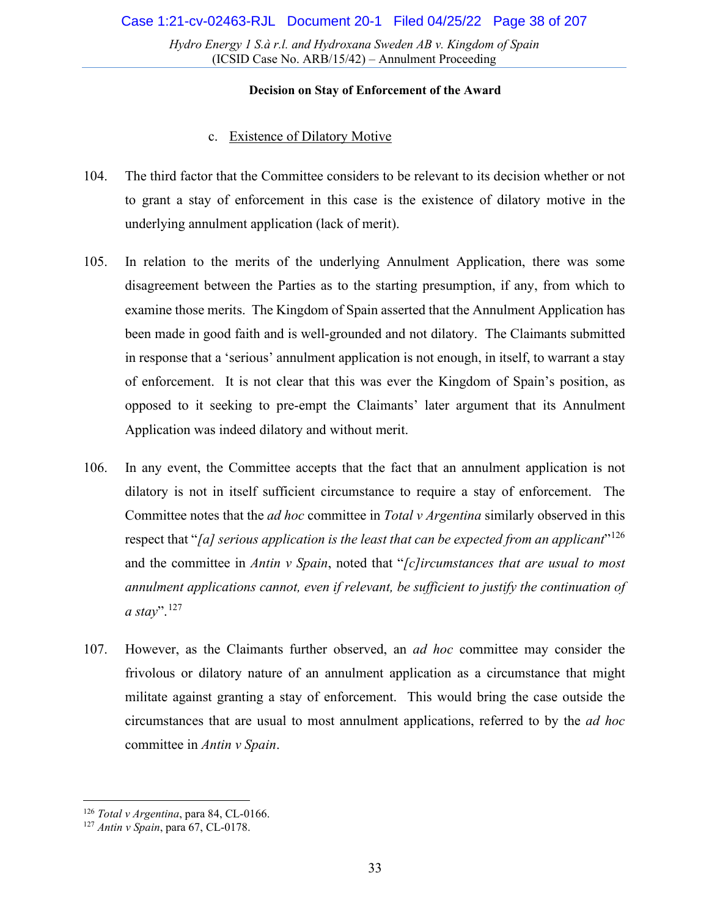**Decision on Stay of Enforcement of the Award**

c. Existence of Dilatory Motive

104. The third factor that the Committee considers to be relevant to its decision whether or not to grant a stay of enforcement in this case is the existence of dilatory motive in the underlying annulment application (lack of merit).

105. In relation to the merits of the underlying Annulment Application, there was some disagreement between the Parties as to the starting presumption, if any, from which to examine those merits. The Kingdom of Spain asserted that the Annulment Application has been made in good faith and is well-grounded and not dilatory. The Claimants submitted in response that a 'serious' annulment application is not enough, in itself, to warrant a stay of enforcement. It is not clear that this was ever the Kingdom of Spain's position, as opposed to it seeking to pre-empt the Claimants' later argument that its Annulment Application was indeed dilatory and without merit.

106. In any event, the Committee accepts that the fact that an annulment application is not dilatory is not in itself sufficient circumstance to require a stay of enforcement. The Committee notes that the *ad hoc* committee in *Total v Argentina* similarly observed in this respect that "*[a] serious application is the least that can be expected from an applicant*"[126] and the committee in *Antin v Spain*, noted that "*[c]ircumstances that are usual to most annulment applications cannot, even if relevant, be sufficient to justify the continuation of a stay*".[127]

107. However, as the Claimants further observed, an *ad hoc* committee may consider the frivolous or dilatory nature of an annulment application as a circumstance that might militate against granting a stay of enforcement. This would bring the case outside the circumstances that are usual to most annulment applications, referred to by the *ad hoc* committee in *Antin v Spain*.

---

[126] *Total v Argentina*, para 84, CL-0166.

[127] *Antin v Spain*, para 67, CL-0178.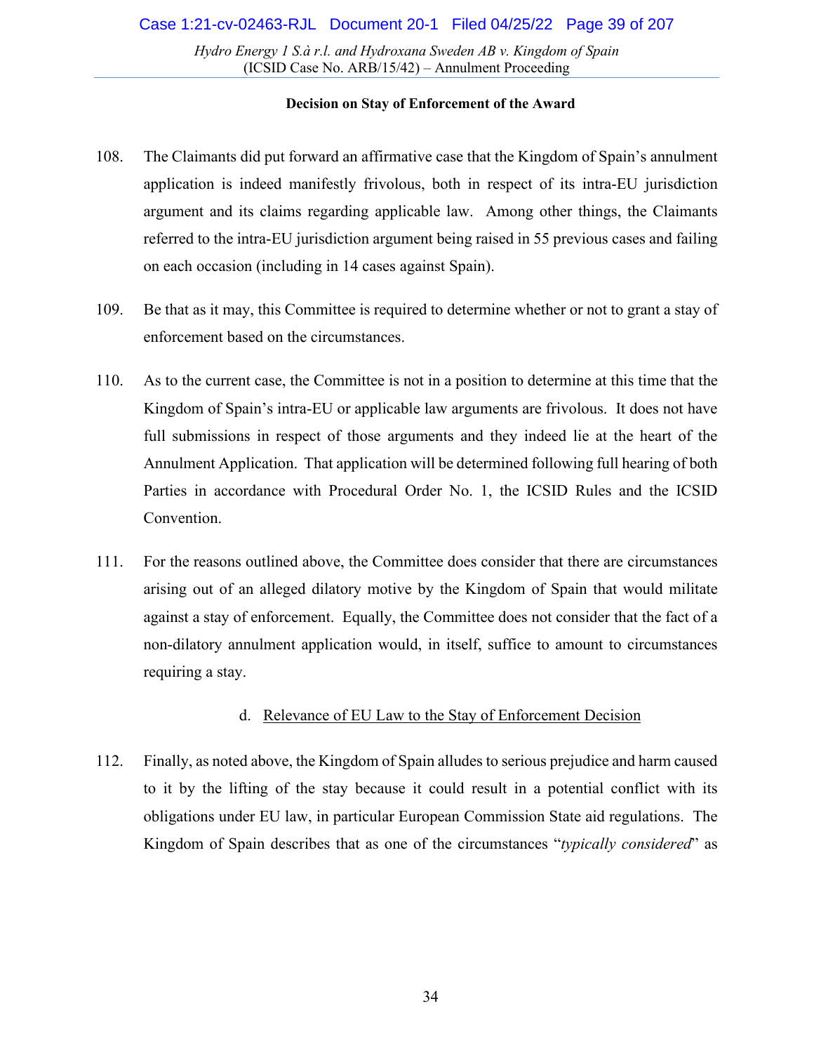108. The Claimants did put forward an affirmative case that the Kingdom of Spain's annulment application is indeed manifestly frivolous, both in respect of its intra-EU jurisdiction argument and its claims regarding applicable law. Among other things, the Claimants referred to the intra-EU jurisdiction argument being raised in 55 previous cases and failing on each occasion (including in 14 cases against Spain).

109. Be that as it may, this Committee is required to determine whether or not to grant a stay of enforcement based on the circumstances.

110. As to the current case, the Committee is not in a position to determine at this time that the Kingdom of Spain's intra-EU or applicable law arguments are frivolous. It does not have full submissions in respect of those arguments and they indeed lie at the heart of the Annulment Application. That application will be determined following full hearing of both Parties in accordance with Procedural Order No. 1, the ICSID Rules and the ICSID Convention.

111. For the reasons outlined above, the Committee does consider that there are circumstances arising out of an alleged dilatory motive by the Kingdom of Spain that would militate against a stay of enforcement. Equally, the Committee does not consider that the fact of a non-dilatory annulment application would, in itself, suffice to amount to circumstances requiring a stay.

### d. Relevance of EU Law to the Stay of Enforcement Decision

112. Finally, as noted above, the Kingdom of Spain alludes to serious prejudice and harm caused to it by the lifting of the stay because it could result in a potential conflict with its obligations under EU law, in particular European Commission State aid regulations. The Kingdom of Spain describes that as one of the circumstances "*typically considered*" as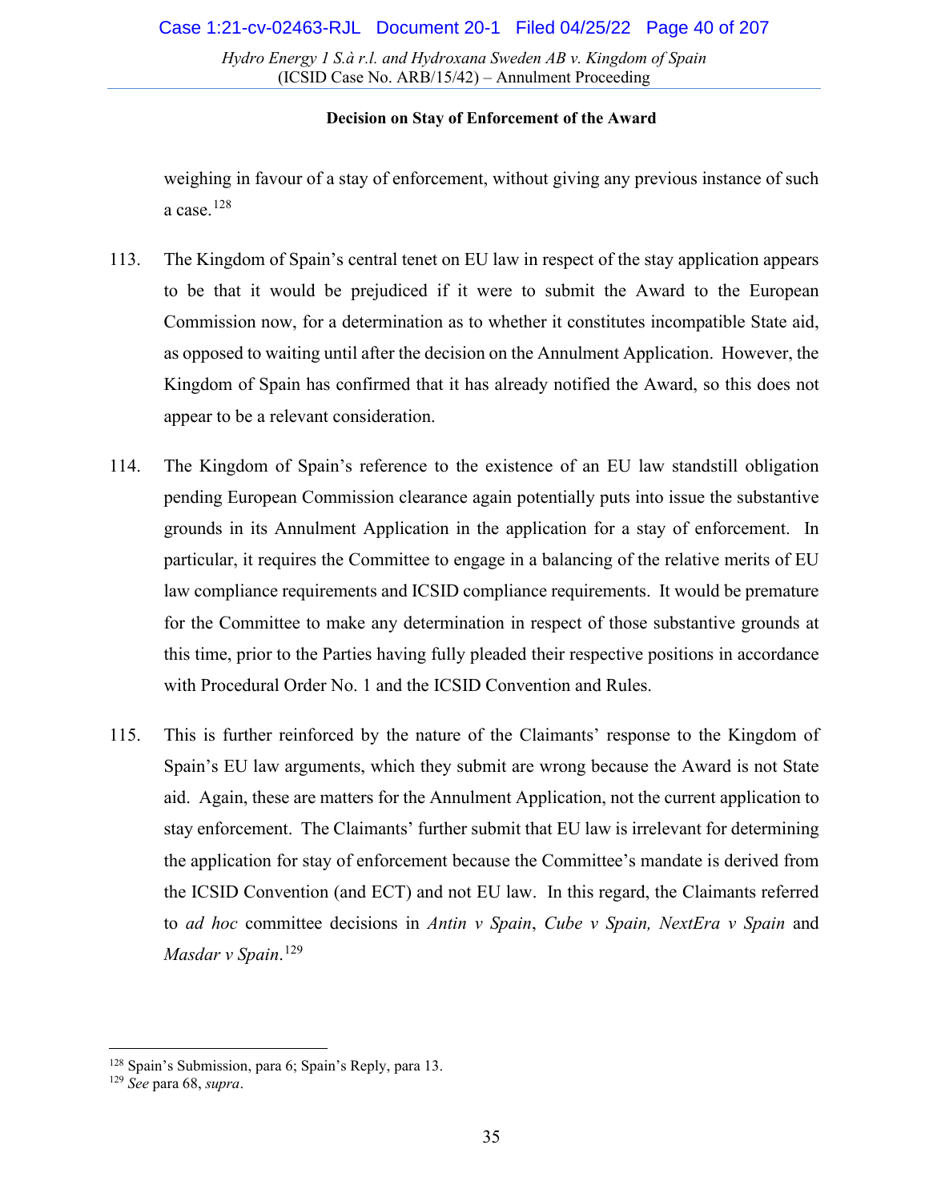weighing in favour of a stay of enforcement, without giving any previous instance of such a case.[128]

113. The Kingdom of Spain's central tenet on EU law in respect of the stay application appears to be that it would be prejudiced if it were to submit the Award to the European Commission now, for a determination as to whether it constitutes incompatible State aid, as opposed to waiting until after the decision on the Annulment Application. However, the Kingdom of Spain has confirmed that it has already notified the Award, so this does not appear to be a relevant consideration.

114. The Kingdom of Spain's reference to the existence of an EU law standstill obligation pending European Commission clearance again potentially puts into issue the substantive grounds in its Annulment Application in the application for a stay of enforcement. In particular, it requires the Committee to engage in a balancing of the relative merits of EU law compliance requirements and ICSID compliance requirements. It would be premature for the Committee to make any determination in respect of those substantive grounds at this time, prior to the Parties having fully pleaded their respective positions in accordance with Procedural Order No. 1 and the ICSID Convention and Rules.

115. This is further reinforced by the nature of the Claimants' response to the Kingdom of Spain's EU law arguments, which they submit are wrong because the Award is not State aid. Again, these are matters for the Annulment Application, not the current application to stay enforcement. The Claimants' further submit that EU law is irrelevant for determining the application for stay of enforcement because the Committee's mandate is derived from the ICSID Convention (and ECT) and not EU law. In this regard, the Claimants referred to *ad hoc* committee decisions in *Antin v Spain*, *Cube v Spain, NextEra v Spain* and *Masdar v Spain*.[129]

---

[128] Spain's Submission, para 6; Spain's Reply, para 13.

[129] *See* para 68, *supra*.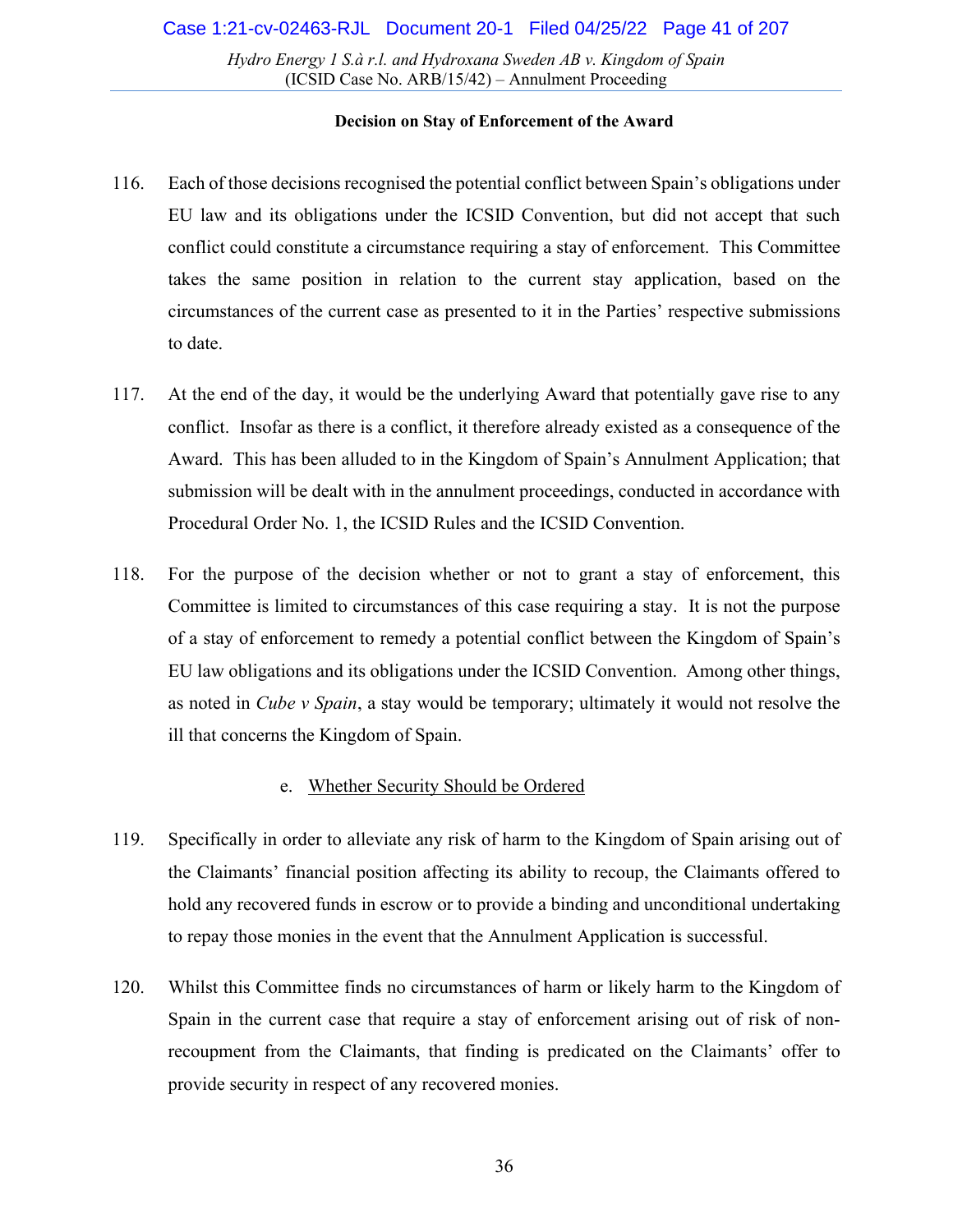**Decision on Stay of Enforcement of the Award**

116. Each of those decisions recognised the potential conflict between Spain's obligations under EU law and its obligations under the ICSID Convention, but did not accept that such conflict could constitute a circumstance requiring a stay of enforcement. This Committee takes the same position in relation to the current stay application, based on the circumstances of the current case as presented to it in the Parties' respective submissions to date.

117. At the end of the day, it would be the underlying Award that potentially gave rise to any conflict. Insofar as there is a conflict, it therefore already existed as a consequence of the Award. This has been alluded to in the Kingdom of Spain's Annulment Application; that submission will be dealt with in the annulment proceedings, conducted in accordance with Procedural Order No. 1, the ICSID Rules and the ICSID Convention.

118. For the purpose of the decision whether or not to grant a stay of enforcement, this Committee is limited to circumstances of this case requiring a stay. It is not the purpose of a stay of enforcement to remedy a potential conflict between the Kingdom of Spain's EU law obligations and its obligations under the ICSID Convention. Among other things, as noted in *Cube v Spain*, a stay would be temporary; ultimately it would not resolve the ill that concerns the Kingdom of Spain.

e. Whether Security Should be Ordered

119. Specifically in order to alleviate any risk of harm to the Kingdom of Spain arising out of the Claimants' financial position affecting its ability to recoup, the Claimants offered to hold any recovered funds in escrow or to provide a binding and unconditional undertaking to repay those monies in the event that the Annulment Application is successful.

120. Whilst this Committee finds no circumstances of harm or likely harm to the Kingdom of Spain in the current case that require a stay of enforcement arising out of risk of non-recoupment from the Claimants, that finding is predicated on the Claimants' offer to provide security in respect of any recovered monies.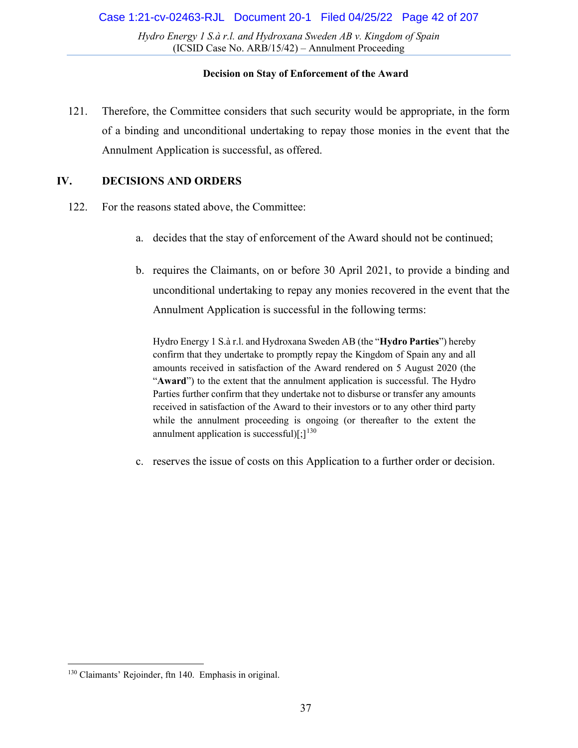121. Therefore, the Committee considers that such security would be appropriate, in the form of a binding and unconditional undertaking to repay those monies in the event that the Annulment Application is successful, as offered.

## IV. DECISIONS AND ORDERS

122. For the reasons stated above, the Committee:

a. decides that the stay of enforcement of the Award should not be continued;

b. requires the Claimants, on or before 30 April 2021, to provide a binding and unconditional undertaking to repay any monies recovered in the event that the Annulment Application is successful in the following terms:

> Hydro Energy 1 S.à r.l. and Hydroxana Sweden AB (the "**Hydro Parties**") hereby confirm that they undertake to promptly repay the Kingdom of Spain any and all amounts received in satisfaction of the Award rendered on 5 August 2020 (the "**Award**") to the extent that the annulment application is successful. The Hydro Parties further confirm that they undertake not to disburse or transfer any amounts received in satisfaction of the Award to their investors or to any other third party while the annulment proceeding is ongoing (or thereafter to the extent the annulment application is successful)[;][130]

c. reserves the issue of costs on this Application to a further order or decision.

---

[130] Claimants' Rejoinder, ftn 140. Emphasis in original.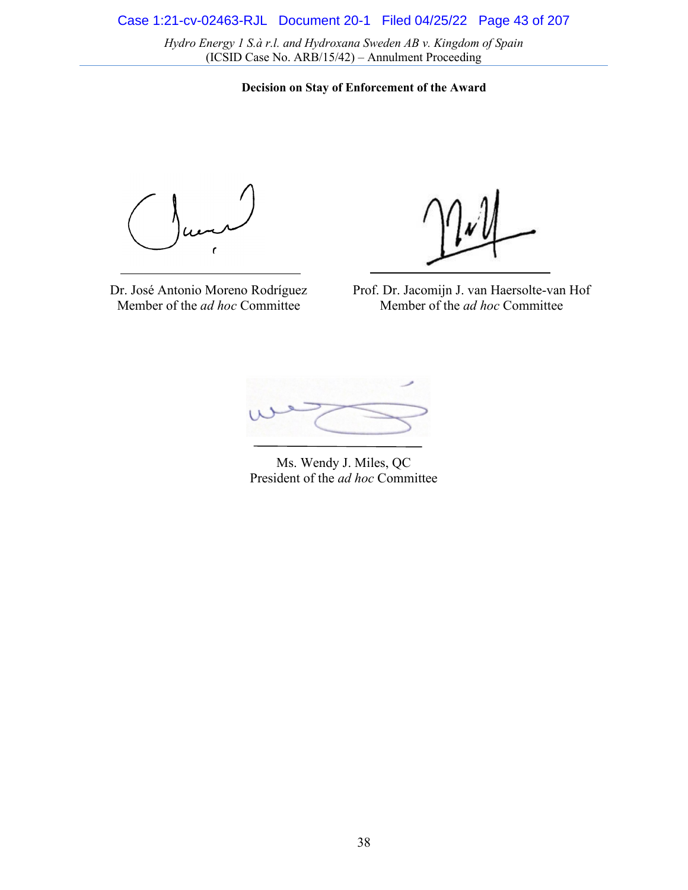**Decision on Stay of Enforcement of the Award**

Dr. José Antonio Moreno Rodríguez
Member of the *ad hoc* Committee

Prof. Dr. Jacomijn J. van Haersolte-van Hof
Member of the *ad hoc* Committee

Ms. Wendy J. Miles, QC
President of the *ad hoc* Committee